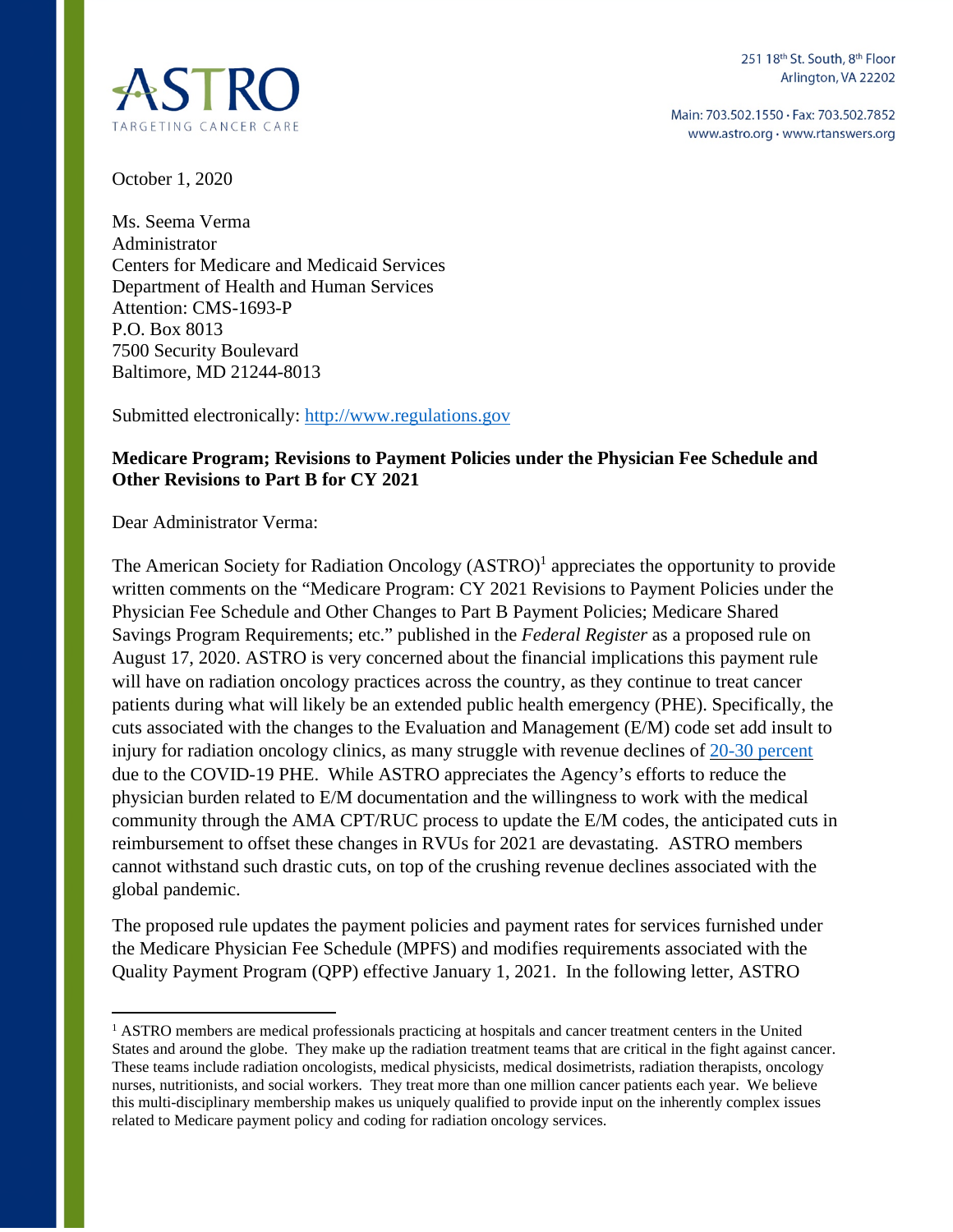ASTRO
TARGETING CANCER CARE

251 18th St. South, 8th Floor
Arlington, VA 22202

Main: 703.502.1550 · Fax: 703.502.7852
www.astro.org · www.rtanswers.org

October 1, 2020

Ms. Seema Verma
Administrator
Centers for Medicare and Medicaid Services
Department of Health and Human Services
Attention: CMS-1693-P
P.O. Box 8013
7500 Security Boulevard
Baltimore, MD 21244-8013

Submitted electronically: [http://www.regulations.gov](http://www.regulations.gov)

**Medicare Program; Revisions to Payment Policies under the Physician Fee Schedule and Other Revisions to Part B for CY 2021**

Dear Administrator Verma:

The American Society for Radiation Oncology (ASTRO)[1] appreciates the opportunity to provide written comments on the "Medicare Program: CY 2021 Revisions to Payment Policies under the Physician Fee Schedule and Other Changes to Part B Payment Policies; Medicare Shared Savings Program Requirements; etc." published in the *Federal Register* as a proposed rule on August 17, 2020. ASTRO is very concerned about the financial implications this payment rule will have on radiation oncology practices across the country, as they continue to treat cancer patients during what will likely be an extended public health emergency (PHE). Specifically, the cuts associated with the changes to the Evaluation and Management (E/M) code set add insult to injury for radiation oncology clinics, as many struggle with revenue declines of 20-30 percent due to the COVID-19 PHE. While ASTRO appreciates the Agency's efforts to reduce the physician burden related to E/M documentation and the willingness to work with the medical community through the AMA CPT/RUC process to update the E/M codes, the anticipated cuts in reimbursement to offset these changes in RVUs for 2021 are devastating. ASTRO members cannot withstand such drastic cuts, on top of the crushing revenue declines associated with the global pandemic.

The proposed rule updates the payment policies and payment rates for services furnished under the Medicare Physician Fee Schedule (MPFS) and modifies requirements associated with the Quality Payment Program (QPP) effective January 1, 2021. In the following letter, ASTRO

---

[1] ASTRO members are medical professionals practicing at hospitals and cancer treatment centers in the United States and around the globe. They make up the radiation treatment teams that are critical in the fight against cancer. These teams include radiation oncologists, medical physicists, medical dosimetrists, radiation therapists, oncology nurses, nutritionists, and social workers. They treat more than one million cancer patients each year. We believe this multi-disciplinary membership makes us uniquely qualified to provide input on the inherently complex issues related to Medicare payment policy and coding for radiation oncology services.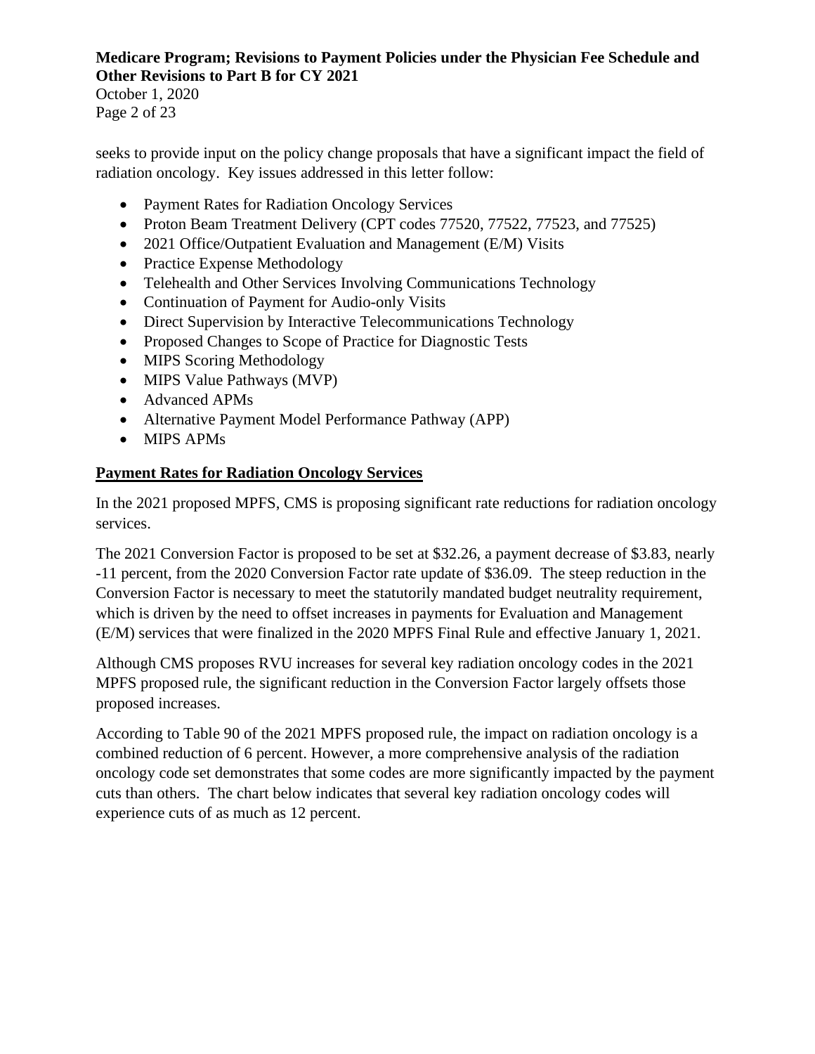seeks to provide input on the policy change proposals that have a significant impact the field of radiation oncology. Key issues addressed in this letter follow:

- Payment Rates for Radiation Oncology Services
- Proton Beam Treatment Delivery (CPT codes 77520, 77522, 77523, and 77525)
- 2021 Office/Outpatient Evaluation and Management (E/M) Visits
- Practice Expense Methodology
- Telehealth and Other Services Involving Communications Technology
- Continuation of Payment for Audio-only Visits
- Direct Supervision by Interactive Telecommunications Technology
- Proposed Changes to Scope of Practice for Diagnostic Tests
- MIPS Scoring Methodology
- MIPS Value Pathways (MVP)
- Advanced APMs
- Alternative Payment Model Performance Pathway (APP)
- MIPS APMs

## Payment Rates for Radiation Oncology Services

In the 2021 proposed MPFS, CMS is proposing significant rate reductions for radiation oncology services.

The 2021 Conversion Factor is proposed to be set at $32.26, a payment decrease of $3.83, nearly -11 percent, from the 2020 Conversion Factor rate update of $36.09. The steep reduction in the Conversion Factor is necessary to meet the statutorily mandated budget neutrality requirement, which is driven by the need to offset increases in payments for Evaluation and Management (E/M) services that were finalized in the 2020 MPFS Final Rule and effective January 1, 2021.

Although CMS proposes RVU increases for several key radiation oncology codes in the 2021 MPFS proposed rule, the significant reduction in the Conversion Factor largely offsets those proposed increases.

According to Table 90 of the 2021 MPFS proposed rule, the impact on radiation oncology is a combined reduction of 6 percent. However, a more comprehensive analysis of the radiation oncology code set demonstrates that some codes are more significantly impacted by the payment cuts than others. The chart below indicates that several key radiation oncology codes will experience cuts of as much as 12 percent.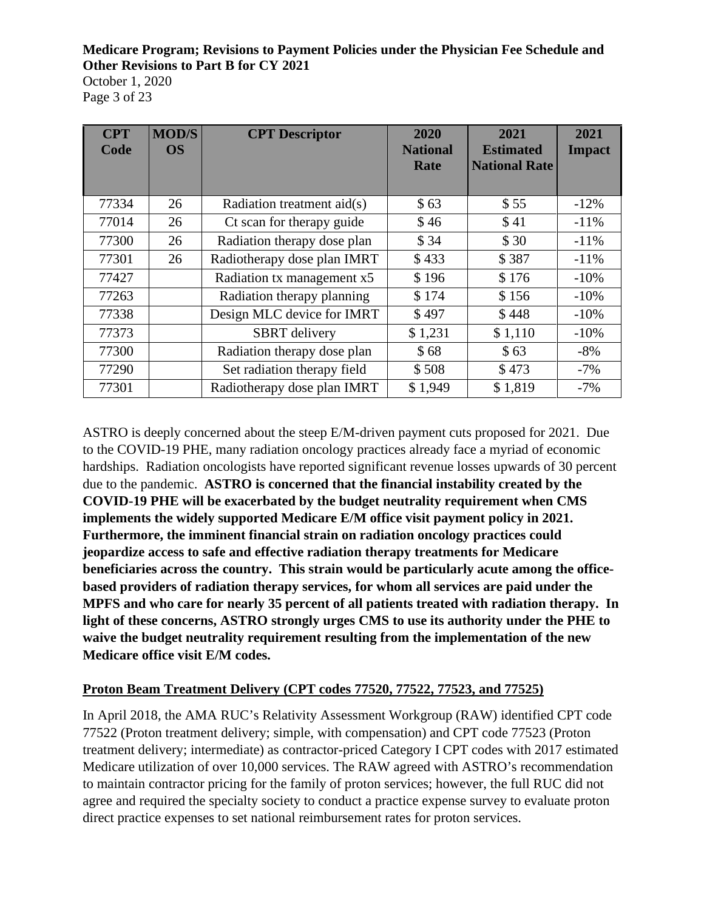| CPT Code | MOD/SOS | CPT Descriptor | 2020 National Rate | 2021 Estimated National Rate | 2021 Impact |
|---|---|---|---|---|---|
| 77334 | 26 | Radiation treatment aid(s) | $ 63 | $ 55 | -12% |
| 77014 | 26 | Ct scan for therapy guide | $ 46 | $ 41 | -11% |
| 77300 | 26 | Radiation therapy dose plan | $ 34 | $ 30 | -11% |
| 77301 | 26 | Radiotherapy dose plan IMRT | $ 433 | $ 387 | -11% |
| 77427 | | Radiation tx management x5 | $ 196 | $ 176 | -10% |
| 77263 | | Radiation therapy planning | $ 174 | $ 156 | -10% |
| 77338 | | Design MLC device for IMRT | $ 497 | $ 448 | -10% |
| 77373 | | SBRT delivery | $ 1,231 | $ 1,110 | -10% |
| 77300 | | Radiation therapy dose plan | $ 68 | $ 63 | -8% |
| 77290 | | Set radiation therapy field | $ 508 | $ 473 | -7% |
| 77301 | | Radiotherapy dose plan IMRT | $ 1,949 | $ 1,819 | -7% |

ASTRO is deeply concerned about the steep E/M-driven payment cuts proposed for 2021. Due to the COVID-19 PHE, many radiation oncology practices already face a myriad of economic hardships. Radiation oncologists have reported significant revenue losses upwards of 30 percent due to the pandemic. **ASTRO is concerned that the financial instability created by the COVID-19 PHE will be exacerbated by the budget neutrality requirement when CMS implements the widely supported Medicare E/M office visit payment policy in 2021. Furthermore, the imminent financial strain on radiation oncology practices could jeopardize access to safe and effective radiation therapy treatments for Medicare beneficiaries across the country. This strain would be particularly acute among the office-based providers of radiation therapy services, for whom all services are paid under the MPFS and who care for nearly 35 percent of all patients treated with radiation therapy. In light of these concerns, ASTRO strongly urges CMS to use its authority under the PHE to waive the budget neutrality requirement resulting from the implementation of the new Medicare office visit E/M codes.**

## Proton Beam Treatment Delivery (CPT codes 77520, 77522, 77523, and 77525)

In April 2018, the AMA RUC's Relativity Assessment Workgroup (RAW) identified CPT code 77522 (Proton treatment delivery; simple, with compensation) and CPT code 77523 (Proton treatment delivery; intermediate) as contractor-priced Category I CPT codes with 2017 estimated Medicare utilization of over 10,000 services. The RAW agreed with ASTRO's recommendation to maintain contractor pricing for the family of proton services; however, the full RUC did not agree and required the specialty society to conduct a practice expense survey to evaluate proton direct practice expenses to set national reimbursement rates for proton services.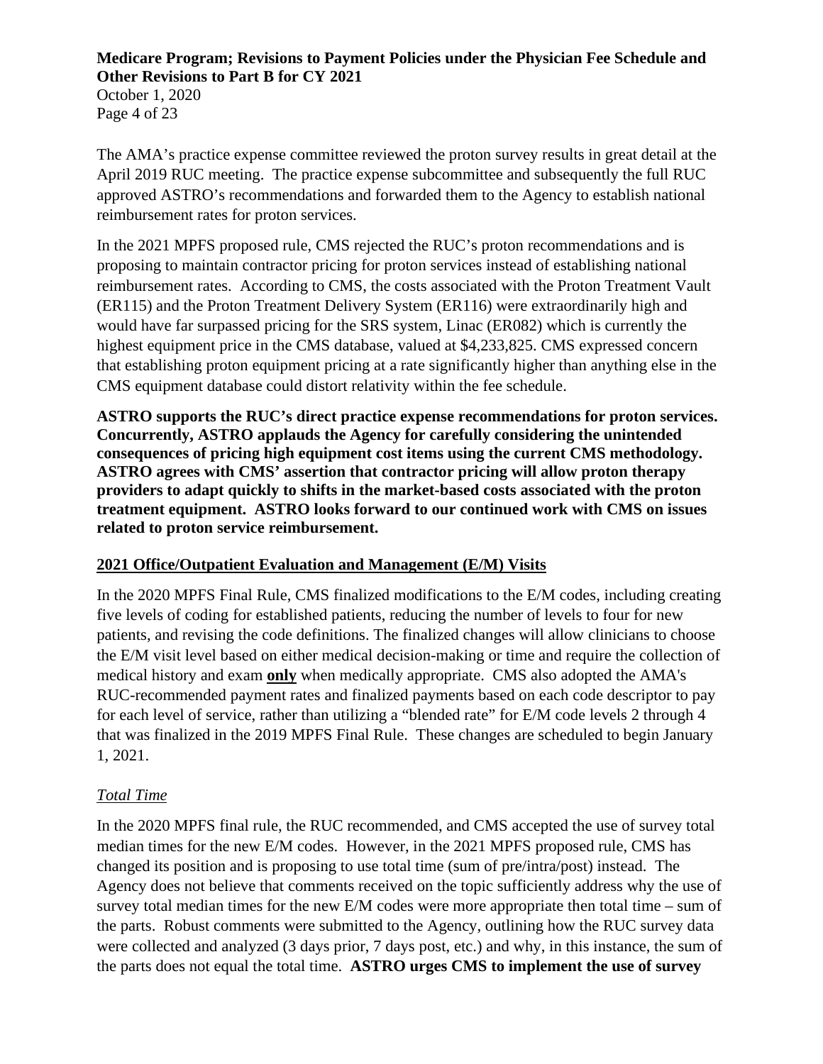The AMA's practice expense committee reviewed the proton survey results in great detail at the April 2019 RUC meeting. The practice expense subcommittee and subsequently the full RUC approved ASTRO's recommendations and forwarded them to the Agency to establish national reimbursement rates for proton services.

In the 2021 MPFS proposed rule, CMS rejected the RUC's proton recommendations and is proposing to maintain contractor pricing for proton services instead of establishing national reimbursement rates. According to CMS, the costs associated with the Proton Treatment Vault (ER115) and the Proton Treatment Delivery System (ER116) were extraordinarily high and would have far surpassed pricing for the SRS system, Linac (ER082) which is currently the highest equipment price in the CMS database, valued at $4,233,825. CMS expressed concern that establishing proton equipment pricing at a rate significantly higher than anything else in the CMS equipment database could distort relativity within the fee schedule.

**ASTRO supports the RUC's direct practice expense recommendations for proton services. Concurrently, ASTRO applauds the Agency for carefully considering the unintended consequences of pricing high equipment cost items using the current CMS methodology. ASTRO agrees with CMS' assertion that contractor pricing will allow proton therapy providers to adapt quickly to shifts in the market-based costs associated with the proton treatment equipment. ASTRO looks forward to our continued work with CMS on issues related to proton service reimbursement.**

## 2021 Office/Outpatient Evaluation and Management (E/M) Visits

In the 2020 MPFS Final Rule, CMS finalized modifications to the E/M codes, including creating five levels of coding for established patients, reducing the number of levels to four for new patients, and revising the code definitions. The finalized changes will allow clinicians to choose the E/M visit level based on either medical decision-making or time and require the collection of medical history and exam **only** when medically appropriate. CMS also adopted the AMA's RUC-recommended payment rates and finalized payments based on each code descriptor to pay for each level of service, rather than utilizing a "blended rate" for E/M code levels 2 through 4 that was finalized in the 2019 MPFS Final Rule. These changes are scheduled to begin January 1, 2021.

### *Total Time*

In the 2020 MPFS final rule, the RUC recommended, and CMS accepted the use of survey total median times for the new E/M codes. However, in the 2021 MPFS proposed rule, CMS has changed its position and is proposing to use total time (sum of pre/intra/post) instead. The Agency does not believe that comments received on the topic sufficiently address why the use of survey total median times for the new E/M codes were more appropriate then total time – sum of the parts. Robust comments were submitted to the Agency, outlining how the RUC survey data were collected and analyzed (3 days prior, 7 days post, etc.) and why, in this instance, the sum of the parts does not equal the total time. **ASTRO urges CMS to implement the use of survey**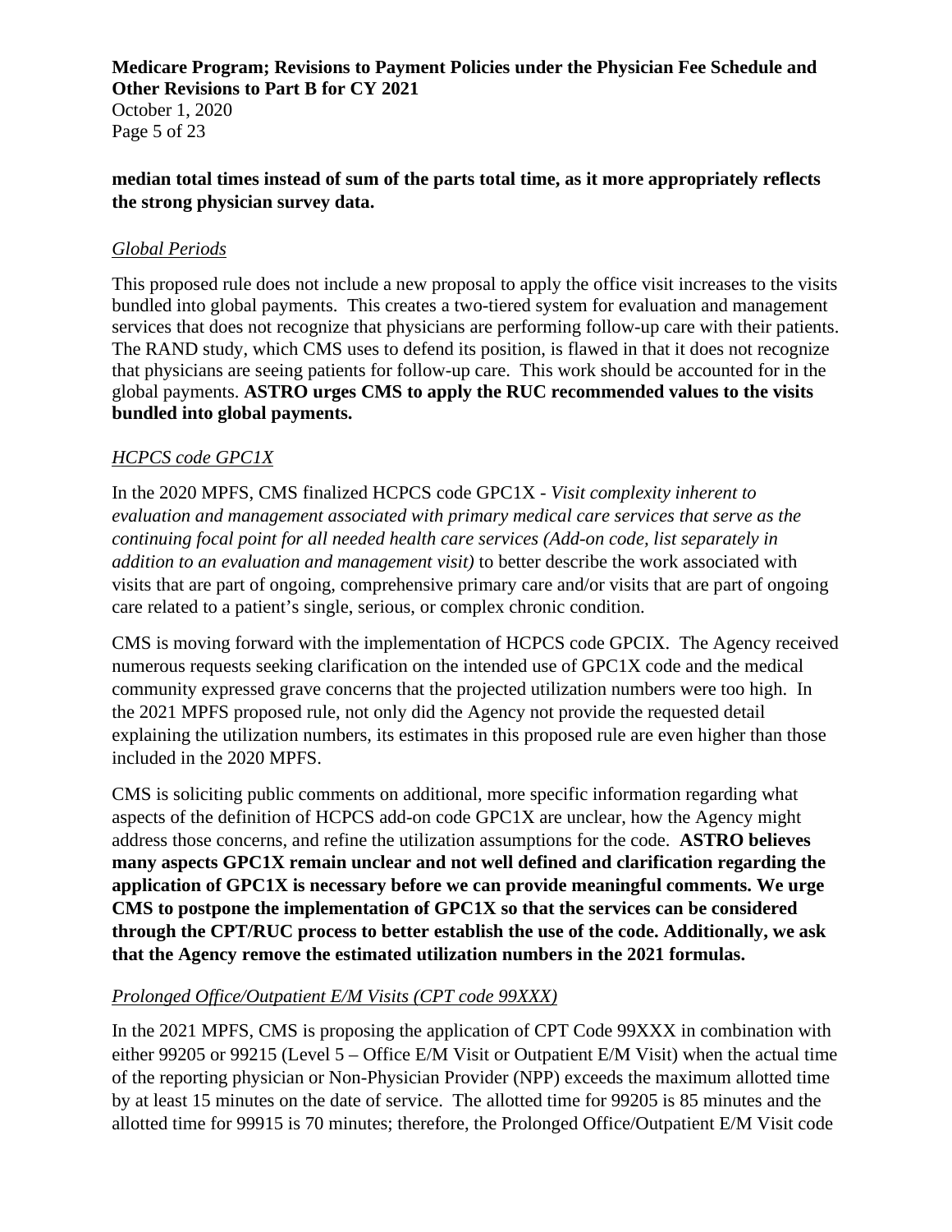**median total times instead of sum of the parts total time, as it more appropriately reflects the strong physician survey data.**

### *Global Periods*

This proposed rule does not include a new proposal to apply the office visit increases to the visits bundled into global payments. This creates a two-tiered system for evaluation and management services that does not recognize that physicians are performing follow-up care with their patients. The RAND study, which CMS uses to defend its position, is flawed in that it does not recognize that physicians are seeing patients for follow-up care. This work should be accounted for in the global payments. **ASTRO urges CMS to apply the RUC recommended values to the visits bundled into global payments.**

### *HCPCS code GPC1X*

In the 2020 MPFS, CMS finalized HCPCS code GPC1X - *Visit complexity inherent to evaluation and management associated with primary medical care services that serve as the continuing focal point for all needed health care services (Add-on code, list separately in addition to an evaluation and management visit)* to better describe the work associated with visits that are part of ongoing, comprehensive primary care and/or visits that are part of ongoing care related to a patient's single, serious, or complex chronic condition.

CMS is moving forward with the implementation of HCPCS code GPCIX. The Agency received numerous requests seeking clarification on the intended use of GPC1X code and the medical community expressed grave concerns that the projected utilization numbers were too high. In the 2021 MPFS proposed rule, not only did the Agency not provide the requested detail explaining the utilization numbers, its estimates in this proposed rule are even higher than those included in the 2020 MPFS.

CMS is soliciting public comments on additional, more specific information regarding what aspects of the definition of HCPCS add-on code GPC1X are unclear, how the Agency might address those concerns, and refine the utilization assumptions for the code. **ASTRO believes many aspects GPC1X remain unclear and not well defined and clarification regarding the application of GPC1X is necessary before we can provide meaningful comments. We urge CMS to postpone the implementation of GPC1X so that the services can be considered through the CPT/RUC process to better establish the use of the code. Additionally, we ask that the Agency remove the estimated utilization numbers in the 2021 formulas.**

### *Prolonged Office/Outpatient E/M Visits (CPT code 99XXX)*

In the 2021 MPFS, CMS is proposing the application of CPT Code 99XXX in combination with either 99205 or 99215 (Level 5 – Office E/M Visit or Outpatient E/M Visit) when the actual time of the reporting physician or Non-Physician Provider (NPP) exceeds the maximum allotted time by at least 15 minutes on the date of service. The allotted time for 99205 is 85 minutes and the allotted time for 99915 is 70 minutes; therefore, the Prolonged Office/Outpatient E/M Visit code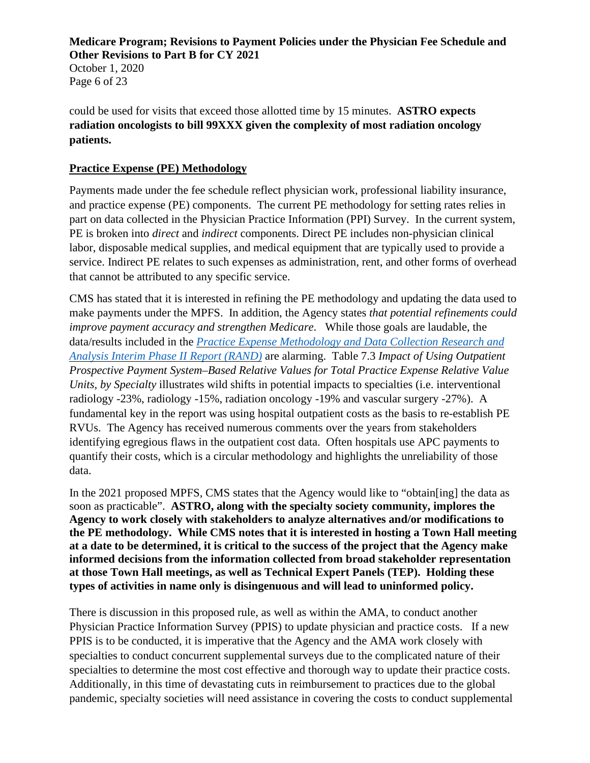could be used for visits that exceed those allotted time by 15 minutes. **ASTRO expects radiation oncologists to bill 99XXX given the complexity of most radiation oncology patients.**

## Practice Expense (PE) Methodology

Payments made under the fee schedule reflect physician work, professional liability insurance, and practice expense (PE) components. The current PE methodology for setting rates relies in part on data collected in the Physician Practice Information (PPI) Survey. In the current system, PE is broken into *direct* and *indirect* components. Direct PE includes non-physician clinical labor, disposable medical supplies, and medical equipment that are typically used to provide a service. Indirect PE relates to such expenses as administration, rent, and other forms of overhead that cannot be attributed to any specific service.

CMS has stated that it is interested in refining the PE methodology and updating the data used to make payments under the MPFS. In addition, the Agency states *that potential refinements could improve payment accuracy and strengthen Medicare*. While those goals are laudable, the data/results included in the *Practice Expense Methodology and Data Collection Research and Analysis Interim Phase II Report (RAND)* are alarming. Table 7.3 *Impact of Using Outpatient Prospective Payment System–Based Relative Values for Total Practice Expense Relative Value Units, by Specialty* illustrates wild shifts in potential impacts to specialties (i.e. interventional radiology -23%, radiology -15%, radiation oncology -19% and vascular surgery -27%). A fundamental key in the report was using hospital outpatient costs as the basis to re-establish PE RVUs. The Agency has received numerous comments over the years from stakeholders identifying egregious flaws in the outpatient cost data. Often hospitals use APC payments to quantify their costs, which is a circular methodology and highlights the unreliability of those data.

In the 2021 proposed MPFS, CMS states that the Agency would like to "obtain[ing] the data as soon as practicable". **ASTRO, along with the specialty society community, implores the Agency to work closely with stakeholders to analyze alternatives and/or modifications to the PE methodology. While CMS notes that it is interested in hosting a Town Hall meeting at a date to be determined, it is critical to the success of the project that the Agency make informed decisions from the information collected from broad stakeholder representation at those Town Hall meetings, as well as Technical Expert Panels (TEP). Holding these types of activities in name only is disingenuous and will lead to uninformed policy.**

There is discussion in this proposed rule, as well as within the AMA, to conduct another Physician Practice Information Survey (PPIS) to update physician and practice costs. If a new PPIS is to be conducted, it is imperative that the Agency and the AMA work closely with specialties to conduct concurrent supplemental surveys due to the complicated nature of their specialties to determine the most cost effective and thorough way to update their practice costs. Additionally, in this time of devastating cuts in reimbursement to practices due to the global pandemic, specialty societies will need assistance in covering the costs to conduct supplemental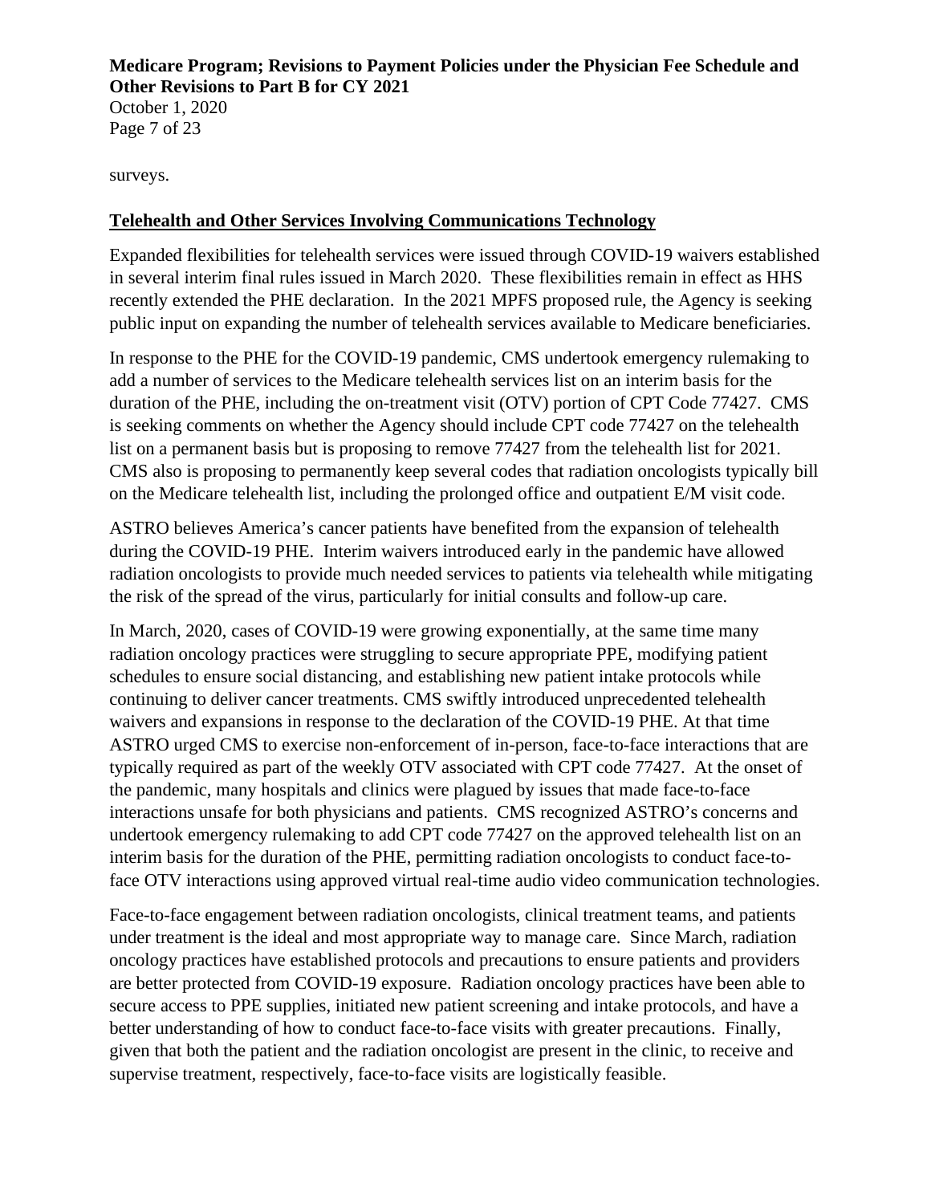surveys.

## Telehealth and Other Services Involving Communications Technology

Expanded flexibilities for telehealth services were issued through COVID-19 waivers established in several interim final rules issued in March 2020. These flexibilities remain in effect as HHS recently extended the PHE declaration. In the 2021 MPFS proposed rule, the Agency is seeking public input on expanding the number of telehealth services available to Medicare beneficiaries.

In response to the PHE for the COVID-19 pandemic, CMS undertook emergency rulemaking to add a number of services to the Medicare telehealth services list on an interim basis for the duration of the PHE, including the on-treatment visit (OTV) portion of CPT Code 77427. CMS is seeking comments on whether the Agency should include CPT code 77427 on the telehealth list on a permanent basis but is proposing to remove 77427 from the telehealth list for 2021. CMS also is proposing to permanently keep several codes that radiation oncologists typically bill on the Medicare telehealth list, including the prolonged office and outpatient E/M visit code.

ASTRO believes America's cancer patients have benefited from the expansion of telehealth during the COVID-19 PHE. Interim waivers introduced early in the pandemic have allowed radiation oncologists to provide much needed services to patients via telehealth while mitigating the risk of the spread of the virus, particularly for initial consults and follow-up care.

In March, 2020, cases of COVID-19 were growing exponentially, at the same time many radiation oncology practices were struggling to secure appropriate PPE, modifying patient schedules to ensure social distancing, and establishing new patient intake protocols while continuing to deliver cancer treatments. CMS swiftly introduced unprecedented telehealth waivers and expansions in response to the declaration of the COVID-19 PHE. At that time ASTRO urged CMS to exercise non-enforcement of in-person, face-to-face interactions that are typically required as part of the weekly OTV associated with CPT code 77427. At the onset of the pandemic, many hospitals and clinics were plagued by issues that made face-to-face interactions unsafe for both physicians and patients. CMS recognized ASTRO's concerns and undertook emergency rulemaking to add CPT code 77427 on the approved telehealth list on an interim basis for the duration of the PHE, permitting radiation oncologists to conduct face-to-face OTV interactions using approved virtual real-time audio video communication technologies.

Face-to-face engagement between radiation oncologists, clinical treatment teams, and patients under treatment is the ideal and most appropriate way to manage care. Since March, radiation oncology practices have established protocols and precautions to ensure patients and providers are better protected from COVID-19 exposure. Radiation oncology practices have been able to secure access to PPE supplies, initiated new patient screening and intake protocols, and have a better understanding of how to conduct face-to-face visits with greater precautions. Finally, given that both the patient and the radiation oncologist are present in the clinic, to receive and supervise treatment, respectively, face-to-face visits are logistically feasible.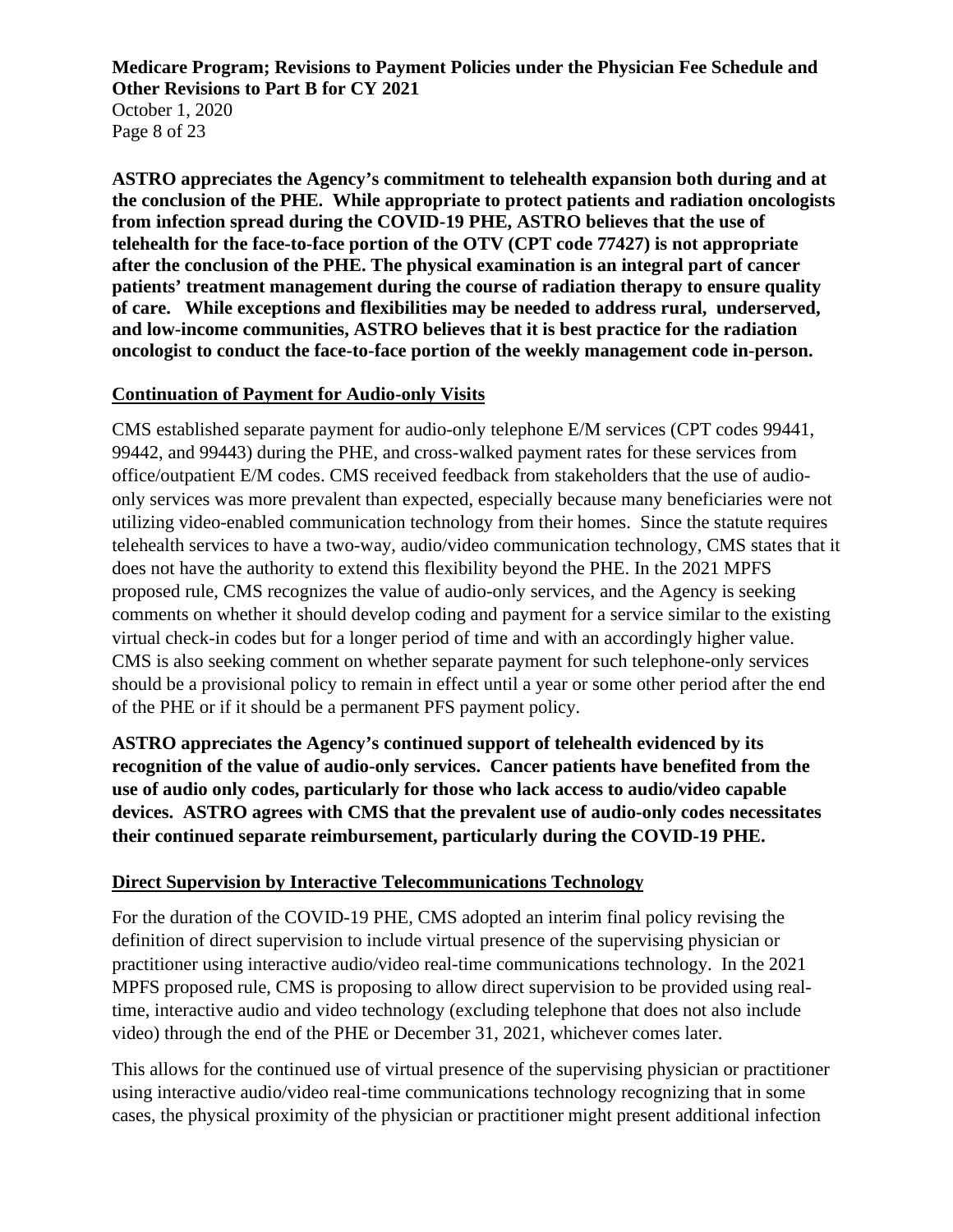**ASTRO appreciates the Agency's commitment to telehealth expansion both during and at the conclusion of the PHE. While appropriate to protect patients and radiation oncologists from infection spread during the COVID-19 PHE, ASTRO believes that the use of telehealth for the face-to-face portion of the OTV (CPT code 77427) is not appropriate after the conclusion of the PHE. The physical examination is an integral part of cancer patients' treatment management during the course of radiation therapy to ensure quality of care. While exceptions and flexibilities may be needed to address rural, underserved, and low-income communities, ASTRO believes that it is best practice for the radiation oncologist to conduct the face-to-face portion of the weekly management code in-person.**

## Continuation of Payment for Audio-only Visits

CMS established separate payment for audio-only telephone E/M services (CPT codes 99441, 99442, and 99443) during the PHE, and cross-walked payment rates for these services from office/outpatient E/M codes. CMS received feedback from stakeholders that the use of audio-only services was more prevalent than expected, especially because many beneficiaries were not utilizing video-enabled communication technology from their homes. Since the statute requires telehealth services to have a two-way, audio/video communication technology, CMS states that it does not have the authority to extend this flexibility beyond the PHE. In the 2021 MPFS proposed rule, CMS recognizes the value of audio-only services, and the Agency is seeking comments on whether it should develop coding and payment for a service similar to the existing virtual check-in codes but for a longer period of time and with an accordingly higher value. CMS is also seeking comment on whether separate payment for such telephone-only services should be a provisional policy to remain in effect until a year or some other period after the end of the PHE or if it should be a permanent PFS payment policy.

**ASTRO appreciates the Agency's continued support of telehealth evidenced by its recognition of the value of audio-only services. Cancer patients have benefited from the use of audio only codes, particularly for those who lack access to audio/video capable devices. ASTRO agrees with CMS that the prevalent use of audio-only codes necessitates their continued separate reimbursement, particularly during the COVID-19 PHE.**

## Direct Supervision by Interactive Telecommunications Technology

For the duration of the COVID-19 PHE, CMS adopted an interim final policy revising the definition of direct supervision to include virtual presence of the supervising physician or practitioner using interactive audio/video real-time communications technology. In the 2021 MPFS proposed rule, CMS is proposing to allow direct supervision to be provided using real-time, interactive audio and video technology (excluding telephone that does not also include video) through the end of the PHE or December 31, 2021, whichever comes later.

This allows for the continued use of virtual presence of the supervising physician or practitioner using interactive audio/video real-time communications technology recognizing that in some cases, the physical proximity of the physician or practitioner might present additional infection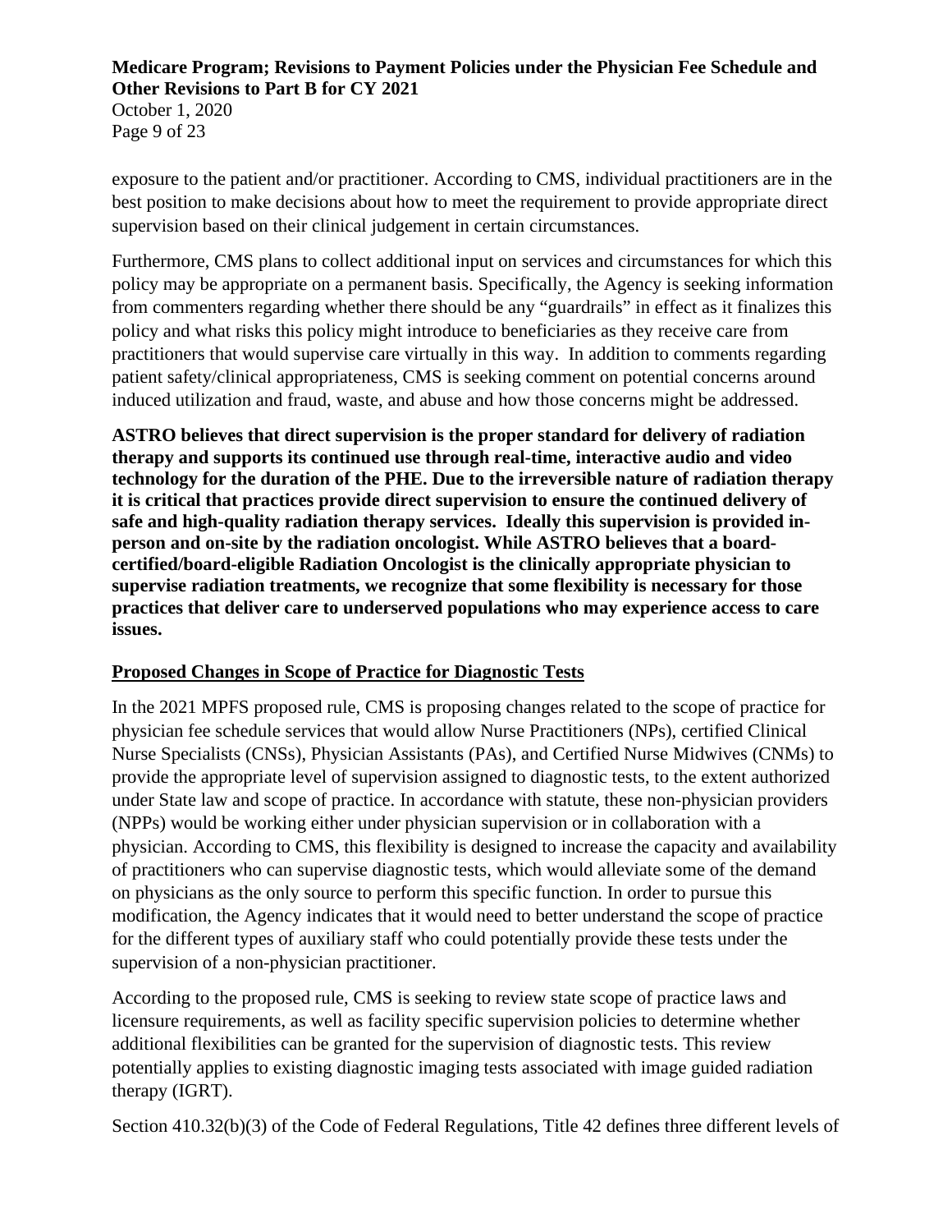exposure to the patient and/or practitioner. According to CMS, individual practitioners are in the best position to make decisions about how to meet the requirement to provide appropriate direct supervision based on their clinical judgement in certain circumstances.

Furthermore, CMS plans to collect additional input on services and circumstances for which this policy may be appropriate on a permanent basis. Specifically, the Agency is seeking information from commenters regarding whether there should be any "guardrails" in effect as it finalizes this policy and what risks this policy might introduce to beneficiaries as they receive care from practitioners that would supervise care virtually in this way. In addition to comments regarding patient safety/clinical appropriateness, CMS is seeking comment on potential concerns around induced utilization and fraud, waste, and abuse and how those concerns might be addressed.

**ASTRO believes that direct supervision is the proper standard for delivery of radiation therapy and supports its continued use through real-time, interactive audio and video technology for the duration of the PHE. Due to the irreversible nature of radiation therapy it is critical that practices provide direct supervision to ensure the continued delivery of safe and high-quality radiation therapy services. Ideally this supervision is provided in-person and on-site by the radiation oncologist. While ASTRO believes that a board-certified/board-eligible Radiation Oncologist is the clinically appropriate physician to supervise radiation treatments, we recognize that some flexibility is necessary for those practices that deliver care to underserved populations who may experience access to care issues.**

## Proposed Changes in Scope of Practice for Diagnostic Tests

In the 2021 MPFS proposed rule, CMS is proposing changes related to the scope of practice for physician fee schedule services that would allow Nurse Practitioners (NPs), certified Clinical Nurse Specialists (CNSs), Physician Assistants (PAs), and Certified Nurse Midwives (CNMs) to provide the appropriate level of supervision assigned to diagnostic tests, to the extent authorized under State law and scope of practice. In accordance with statute, these non-physician providers (NPPs) would be working either under physician supervision or in collaboration with a physician. According to CMS, this flexibility is designed to increase the capacity and availability of practitioners who can supervise diagnostic tests, which would alleviate some of the demand on physicians as the only source to perform this specific function. In order to pursue this modification, the Agency indicates that it would need to better understand the scope of practice for the different types of auxiliary staff who could potentially provide these tests under the supervision of a non-physician practitioner.

According to the proposed rule, CMS is seeking to review state scope of practice laws and licensure requirements, as well as facility specific supervision policies to determine whether additional flexibilities can be granted for the supervision of diagnostic tests. This review potentially applies to existing diagnostic imaging tests associated with image guided radiation therapy (IGRT).

Section 410.32(b)(3) of the Code of Federal Regulations, Title 42 defines three different levels of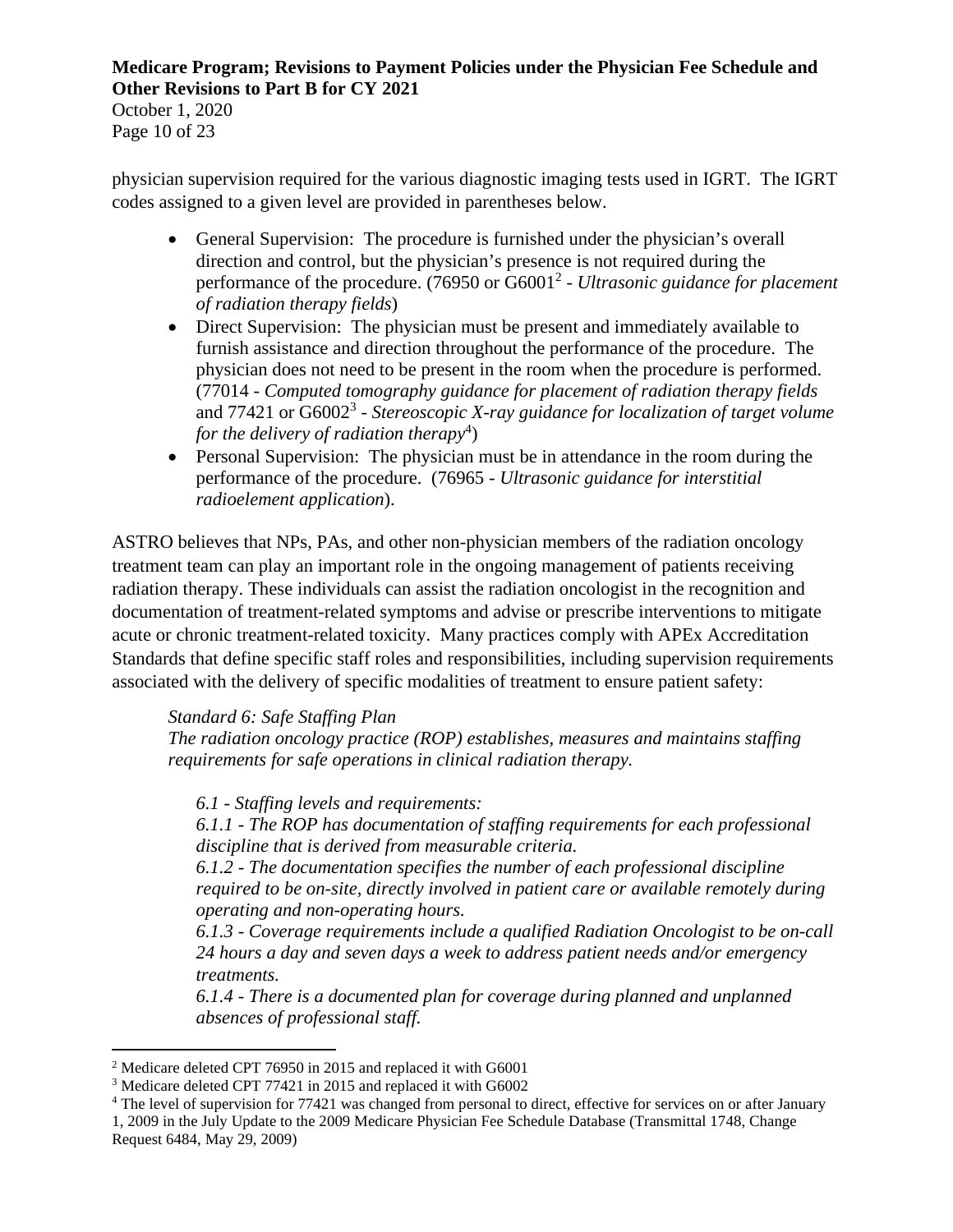physician supervision required for the various diagnostic imaging tests used in IGRT. The IGRT codes assigned to a given level are provided in parentheses below.

- General Supervision: The procedure is furnished under the physician's overall direction and control, but the physician's presence is not required during the performance of the procedure. (76950 or G6001[2] - *Ultrasonic guidance for placement of radiation therapy fields*)
- Direct Supervision: The physician must be present and immediately available to furnish assistance and direction throughout the performance of the procedure. The physician does not need to be present in the room when the procedure is performed. (77014 - *Computed tomography guidance for placement of radiation therapy fields* and 77421 or G6002[3] - *Stereoscopic X-ray guidance for localization of target volume for the delivery of radiation therapy*[4])
- Personal Supervision: The physician must be in attendance in the room during the performance of the procedure. (76965 - *Ultrasonic guidance for interstitial radioelement application*).

ASTRO believes that NPs, PAs, and other non-physician members of the radiation oncology treatment team can play an important role in the ongoing management of patients receiving radiation therapy. These individuals can assist the radiation oncologist in the recognition and documentation of treatment-related symptoms and advise or prescribe interventions to mitigate acute or chronic treatment-related toxicity. Many practices comply with APEx Accreditation Standards that define specific staff roles and responsibilities, including supervision requirements associated with the delivery of specific modalities of treatment to ensure patient safety:

> *Standard 6: Safe Staffing Plan*
> *The radiation oncology practice (ROP) establishes, measures and maintains staffing requirements for safe operations in clinical radiation therapy.*
>
> *6.1 - Staffing levels and requirements:*
> *6.1.1 - The ROP has documentation of staffing requirements for each professional discipline that is derived from measurable criteria.*
> *6.1.2 - The documentation specifies the number of each professional discipline required to be on-site, directly involved in patient care or available remotely during operating and non-operating hours.*
> *6.1.3 - Coverage requirements include a qualified Radiation Oncologist to be on-call 24 hours a day and seven days a week to address patient needs and/or emergency treatments.*
> *6.1.4 - There is a documented plan for coverage during planned and unplanned absences of professional staff.*

[2] Medicare deleted CPT 76950 in 2015 and replaced it with G6001

[3] Medicare deleted CPT 77421 in 2015 and replaced it with G6002

[4] The level of supervision for 77421 was changed from personal to direct, effective for services on or after January 1, 2009 in the July Update to the 2009 Medicare Physician Fee Schedule Database (Transmittal 1748, Change Request 6484, May 29, 2009)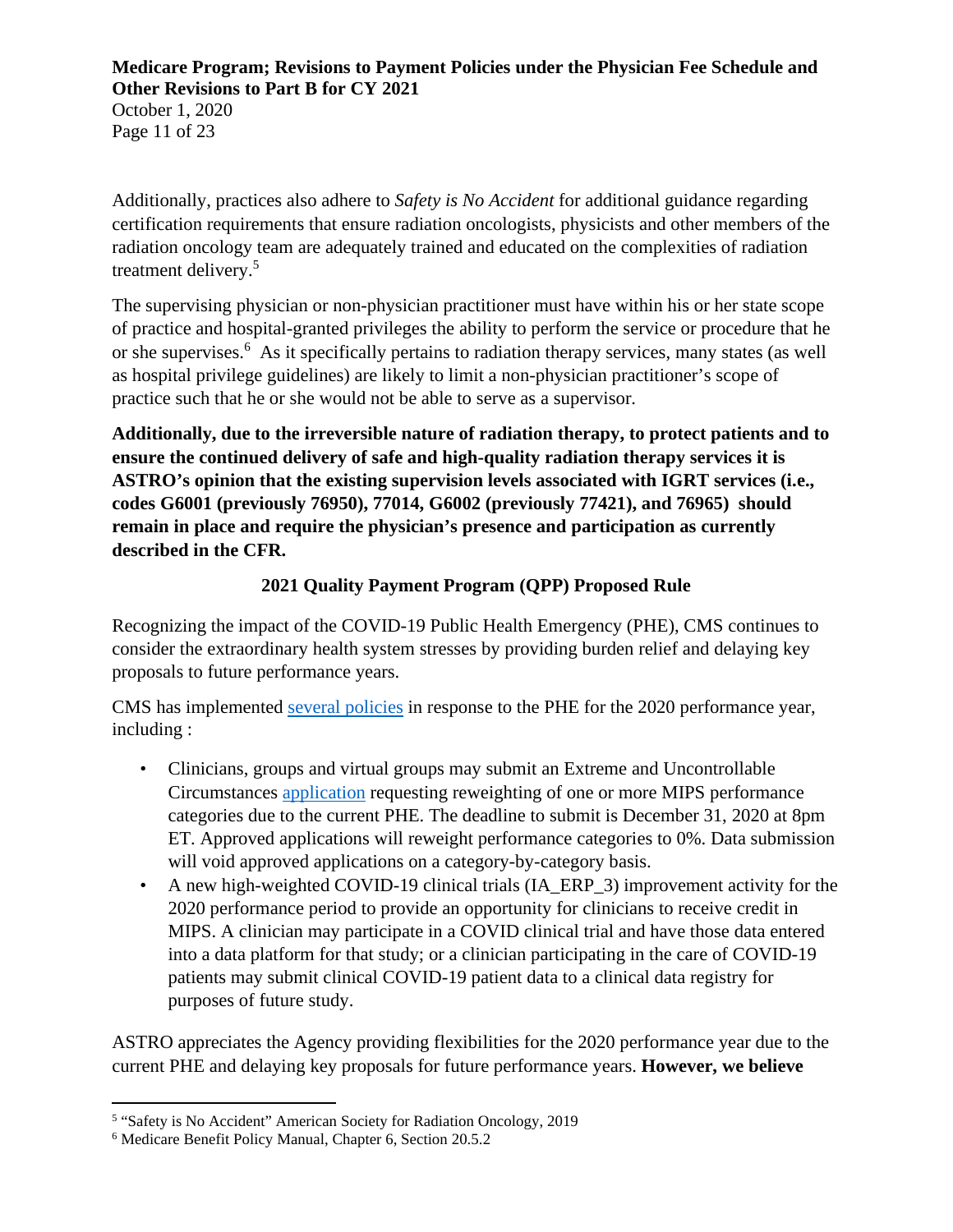Additionally, practices also adhere to *Safety is No Accident* for additional guidance regarding certification requirements that ensure radiation oncologists, physicists and other members of the radiation oncology team are adequately trained and educated on the complexities of radiation treatment delivery.[5]

The supervising physician or non-physician practitioner must have within his or her state scope of practice and hospital-granted privileges the ability to perform the service or procedure that he or she supervises.[6] As it specifically pertains to radiation therapy services, many states (as well as hospital privilege guidelines) are likely to limit a non-physician practitioner's scope of practice such that he or she would not be able to serve as a supervisor.

**Additionally, due to the irreversible nature of radiation therapy, to protect patients and to ensure the continued delivery of safe and high-quality radiation therapy services it is ASTRO's opinion that the existing supervision levels associated with IGRT services (i.e., codes G6001 (previously 76950), 77014, G6002 (previously 77421), and 76965) should remain in place and require the physician's presence and participation as currently described in the CFR.**

## 2021 Quality Payment Program (QPP) Proposed Rule

Recognizing the impact of the COVID-19 Public Health Emergency (PHE), CMS continues to consider the extraordinary health system stresses by providing burden relief and delaying key proposals to future performance years.

CMS has implemented several policies in response to the PHE for the 2020 performance year, including :

- Clinicians, groups and virtual groups may submit an Extreme and Uncontrollable Circumstances application requesting reweighting of one or more MIPS performance categories due to the current PHE. The deadline to submit is December 31, 2020 at 8pm ET. Approved applications will reweight performance categories to 0%. Data submission will void approved applications on a category-by-category basis.
- A new high-weighted COVID-19 clinical trials (IA_ERP_3) improvement activity for the 2020 performance period to provide an opportunity for clinicians to receive credit in MIPS. A clinician may participate in a COVID clinical trial and have those data entered into a data platform for that study; or a clinician participating in the care of COVID-19 patients may submit clinical COVID-19 patient data to a clinical data registry for purposes of future study.

ASTRO appreciates the Agency providing flexibilities for the 2020 performance year due to the current PHE and delaying key proposals for future performance years. **However, we believe**

[5] "Safety is No Accident" American Society for Radiation Oncology, 2019

[6] Medicare Benefit Policy Manual, Chapter 6, Section 20.5.2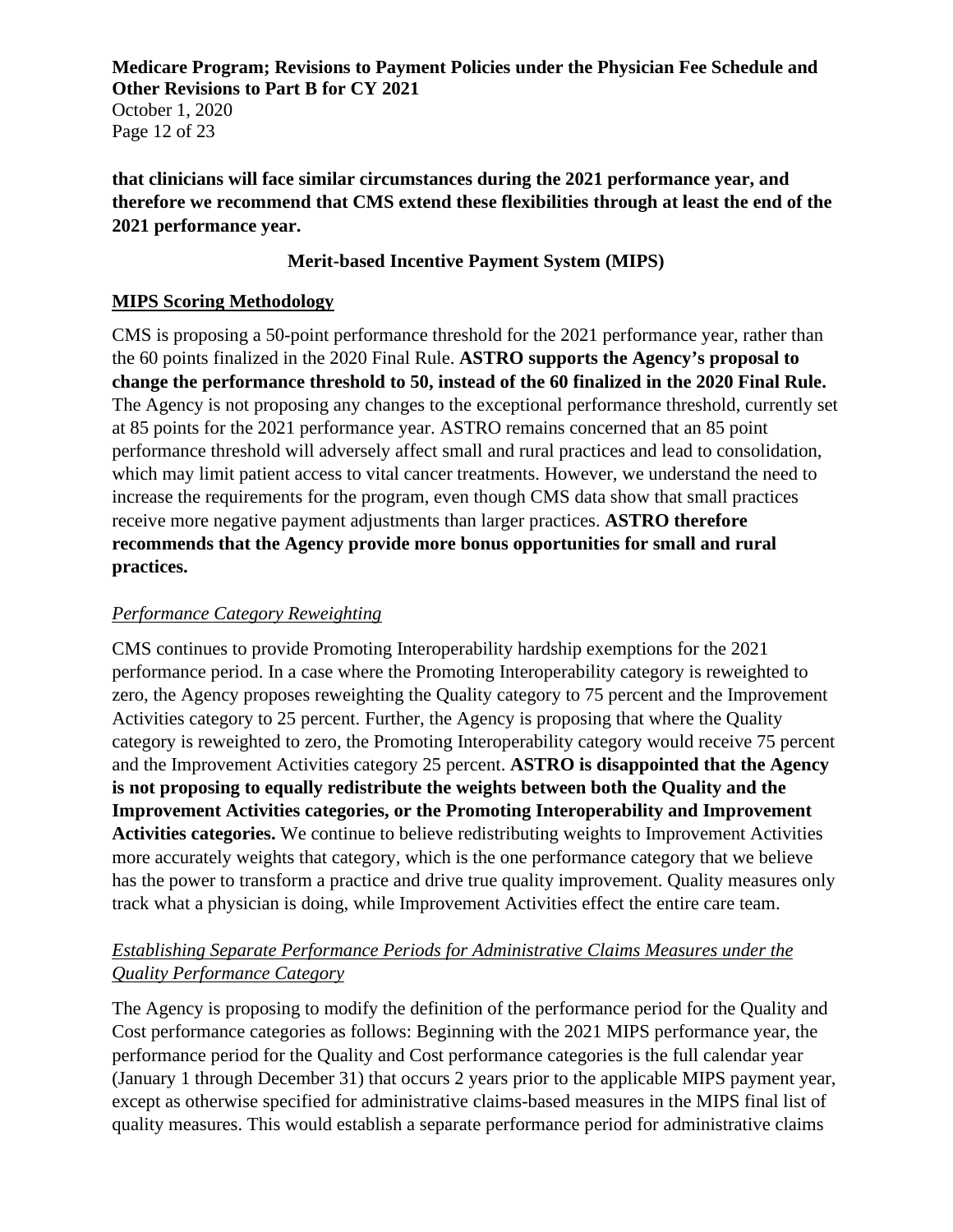**that clinicians will face similar circumstances during the 2021 performance year, and therefore we recommend that CMS extend these flexibilities through at least the end of the 2021 performance year.**

## Merit-based Incentive Payment System (MIPS)

### MIPS Scoring Methodology

CMS is proposing a 50-point performance threshold for the 2021 performance year, rather than the 60 points finalized in the 2020 Final Rule. **ASTRO supports the Agency's proposal to change the performance threshold to 50, instead of the 60 finalized in the 2020 Final Rule.** The Agency is not proposing any changes to the exceptional performance threshold, currently set at 85 points for the 2021 performance year. ASTRO remains concerned that an 85 point performance threshold will adversely affect small and rural practices and lead to consolidation, which may limit patient access to vital cancer treatments. However, we understand the need to increase the requirements for the program, even though CMS data show that small practices receive more negative payment adjustments than larger practices. **ASTRO therefore recommends that the Agency provide more bonus opportunities for small and rural practices.**

#### *Performance Category Reweighting*

CMS continues to provide Promoting Interoperability hardship exemptions for the 2021 performance period. In a case where the Promoting Interoperability category is reweighted to zero, the Agency proposes reweighting the Quality category to 75 percent and the Improvement Activities category to 25 percent. Further, the Agency is proposing that where the Quality category is reweighted to zero, the Promoting Interoperability category would receive 75 percent and the Improvement Activities category 25 percent. **ASTRO is disappointed that the Agency is not proposing to equally redistribute the weights between both the Quality and the Improvement Activities categories, or the Promoting Interoperability and Improvement Activities categories.** We continue to believe redistributing weights to Improvement Activities more accurately weights that category, which is the one performance category that we believe has the power to transform a practice and drive true quality improvement. Quality measures only track what a physician is doing, while Improvement Activities effect the entire care team.

#### *Establishing Separate Performance Periods for Administrative Claims Measures under the Quality Performance Category*

The Agency is proposing to modify the definition of the performance period for the Quality and Cost performance categories as follows: Beginning with the 2021 MIPS performance year, the performance period for the Quality and Cost performance categories is the full calendar year (January 1 through December 31) that occurs 2 years prior to the applicable MIPS payment year, except as otherwise specified for administrative claims-based measures in the MIPS final list of quality measures. This would establish a separate performance period for administrative claims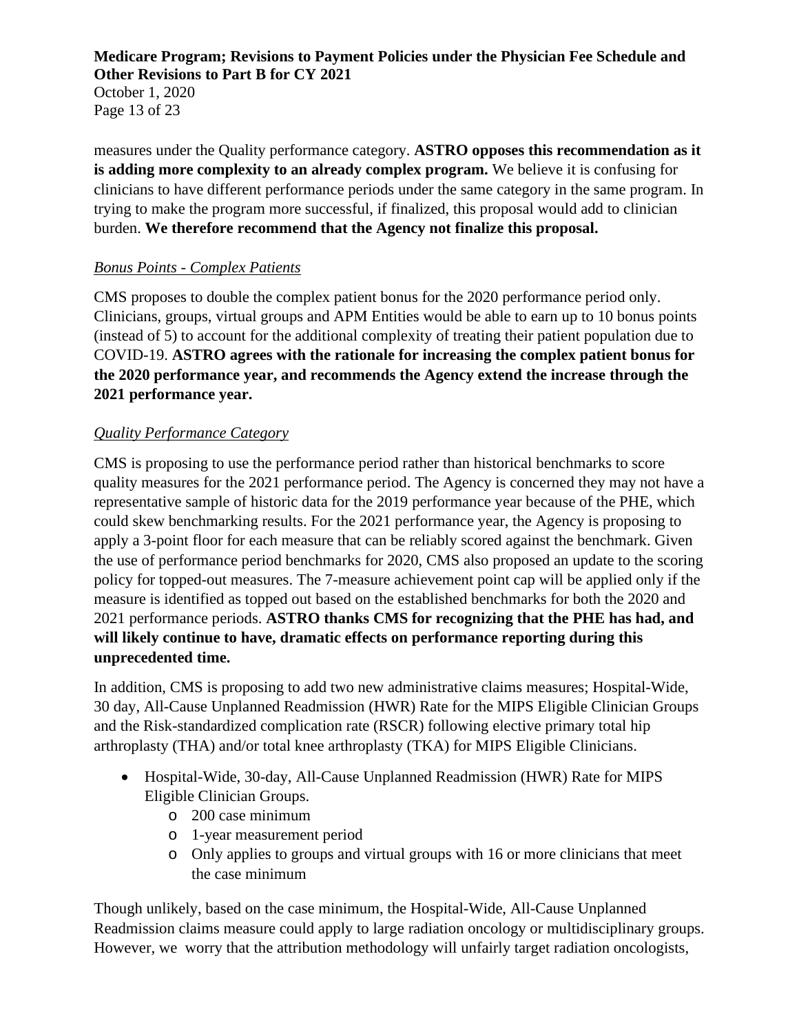measures under the Quality performance category. **ASTRO opposes this recommendation as it is adding more complexity to an already complex program.** We believe it is confusing for clinicians to have different performance periods under the same category in the same program. In trying to make the program more successful, if finalized, this proposal would add to clinician burden. **We therefore recommend that the Agency not finalize this proposal.**

*Bonus Points - Complex Patients*

CMS proposes to double the complex patient bonus for the 2020 performance period only. Clinicians, groups, virtual groups and APM Entities would be able to earn up to 10 bonus points (instead of 5) to account for the additional complexity of treating their patient population due to COVID-19. **ASTRO agrees with the rationale for increasing the complex patient bonus for the 2020 performance year, and recommends the Agency extend the increase through the 2021 performance year.**

*Quality Performance Category*

CMS is proposing to use the performance period rather than historical benchmarks to score quality measures for the 2021 performance period. The Agency is concerned they may not have a representative sample of historic data for the 2019 performance year because of the PHE, which could skew benchmarking results. For the 2021 performance year, the Agency is proposing to apply a 3-point floor for each measure that can be reliably scored against the benchmark. Given the use of performance period benchmarks for 2020, CMS also proposed an update to the scoring policy for topped-out measures. The 7-measure achievement point cap will be applied only if the measure is identified as topped out based on the established benchmarks for both the 2020 and 2021 performance periods. **ASTRO thanks CMS for recognizing that the PHE has had, and will likely continue to have, dramatic effects on performance reporting during this unprecedented time.**

In addition, CMS is proposing to add two new administrative claims measures; Hospital-Wide, 30 day, All-Cause Unplanned Readmission (HWR) Rate for the MIPS Eligible Clinician Groups and the Risk-standardized complication rate (RSCR) following elective primary total hip arthroplasty (THA) and/or total knee arthroplasty (TKA) for MIPS Eligible Clinicians.

- Hospital-Wide, 30-day, All-Cause Unplanned Readmission (HWR) Rate for MIPS Eligible Clinician Groups.
    - 200 case minimum
    - 1-year measurement period
    - Only applies to groups and virtual groups with 16 or more clinicians that meet the case minimum

Though unlikely, based on the case minimum, the Hospital-Wide, All-Cause Unplanned Readmission claims measure could apply to large radiation oncology or multidisciplinary groups. However, we worry that the attribution methodology will unfairly target radiation oncologists,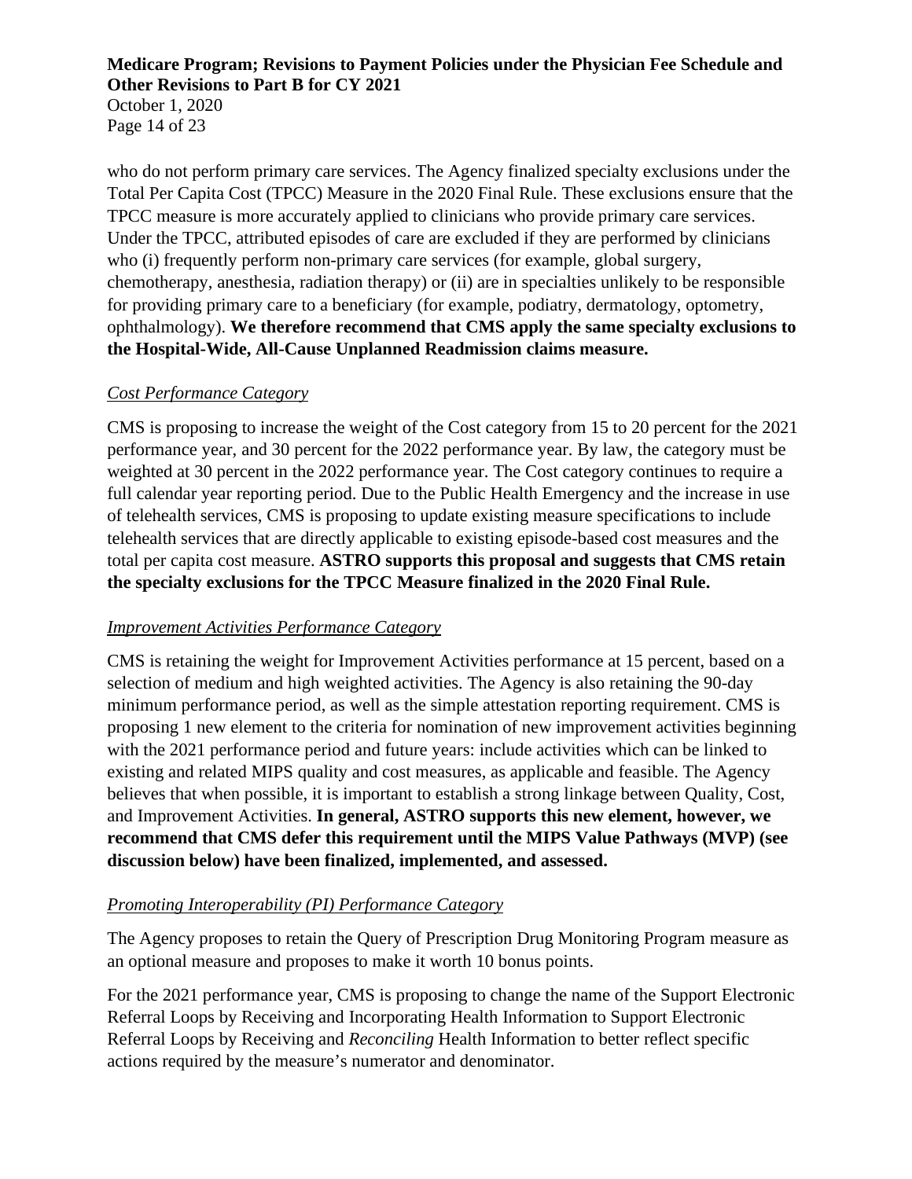who do not perform primary care services. The Agency finalized specialty exclusions under the Total Per Capita Cost (TPCC) Measure in the 2020 Final Rule. These exclusions ensure that the TPCC measure is more accurately applied to clinicians who provide primary care services. Under the TPCC, attributed episodes of care are excluded if they are performed by clinicians who (i) frequently perform non-primary care services (for example, global surgery, chemotherapy, anesthesia, radiation therapy) or (ii) are in specialties unlikely to be responsible for providing primary care to a beneficiary (for example, podiatry, dermatology, optometry, ophthalmology). **We therefore recommend that CMS apply the same specialty exclusions to the Hospital-Wide, All-Cause Unplanned Readmission claims measure.**

*Cost Performance Category*

CMS is proposing to increase the weight of the Cost category from 15 to 20 percent for the 2021 performance year, and 30 percent for the 2022 performance year. By law, the category must be weighted at 30 percent in the 2022 performance year. The Cost category continues to require a full calendar year reporting period. Due to the Public Health Emergency and the increase in use of telehealth services, CMS is proposing to update existing measure specifications to include telehealth services that are directly applicable to existing episode-based cost measures and the total per capita cost measure. **ASTRO supports this proposal and suggests that CMS retain the specialty exclusions for the TPCC Measure finalized in the 2020 Final Rule.**

*Improvement Activities Performance Category*

CMS is retaining the weight for Improvement Activities performance at 15 percent, based on a selection of medium and high weighted activities. The Agency is also retaining the 90-day minimum performance period, as well as the simple attestation reporting requirement. CMS is proposing 1 new element to the criteria for nomination of new improvement activities beginning with the 2021 performance period and future years: include activities which can be linked to existing and related MIPS quality and cost measures, as applicable and feasible. The Agency believes that when possible, it is important to establish a strong linkage between Quality, Cost, and Improvement Activities. **In general, ASTRO supports this new element, however, we recommend that CMS defer this requirement until the MIPS Value Pathways (MVP) (see discussion below) have been finalized, implemented, and assessed.**

*Promoting Interoperability (PI) Performance Category*

The Agency proposes to retain the Query of Prescription Drug Monitoring Program measure as an optional measure and proposes to make it worth 10 bonus points.

For the 2021 performance year, CMS is proposing to change the name of the Support Electronic Referral Loops by Receiving and Incorporating Health Information to Support Electronic Referral Loops by Receiving and *Reconciling* Health Information to better reflect specific actions required by the measure's numerator and denominator.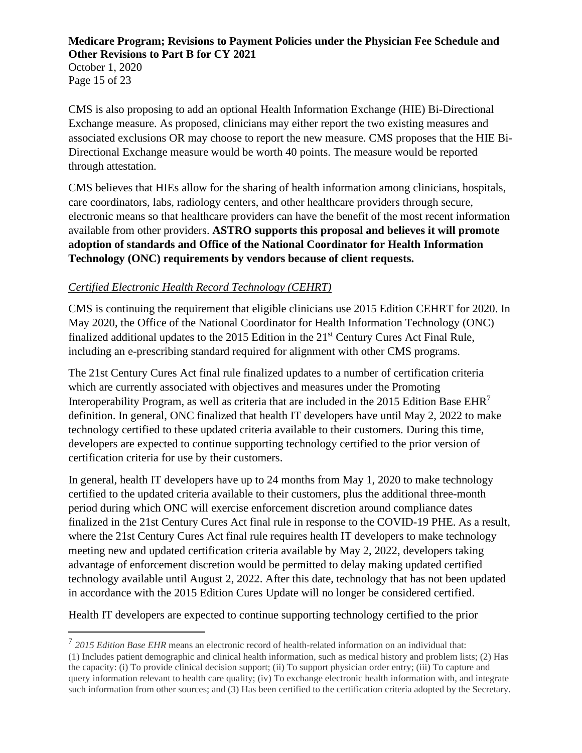CMS is also proposing to add an optional Health Information Exchange (HIE) Bi-Directional Exchange measure. As proposed, clinicians may either report the two existing measures and associated exclusions OR may choose to report the new measure. CMS proposes that the HIE Bi-Directional Exchange measure would be worth 40 points. The measure would be reported through attestation.

CMS believes that HIEs allow for the sharing of health information among clinicians, hospitals, care coordinators, labs, radiology centers, and other healthcare providers through secure, electronic means so that healthcare providers can have the benefit of the most recent information available from other providers. **ASTRO supports this proposal and believes it will promote adoption of standards and Office of the National Coordinator for Health Information Technology (ONC) requirements by vendors because of client requests.**

*Certified Electronic Health Record Technology (CEHRT)*

CMS is continuing the requirement that eligible clinicians use 2015 Edition CEHRT for 2020. In May 2020, the Office of the National Coordinator for Health Information Technology (ONC) finalized additional updates to the 2015 Edition in the 21st Century Cures Act Final Rule, including an e-prescribing standard required for alignment with other CMS programs.

The 21st Century Cures Act final rule finalized updates to a number of certification criteria which are currently associated with objectives and measures under the Promoting Interoperability Program, as well as criteria that are included in the 2015 Edition Base EHR[7] definition. In general, ONC finalized that health IT developers have until May 2, 2022 to make technology certified to these updated criteria available to their customers. During this time, developers are expected to continue supporting technology certified to the prior version of certification criteria for use by their customers.

In general, health IT developers have up to 24 months from May 1, 2020 to make technology certified to the updated criteria available to their customers, plus the additional three-month period during which ONC will exercise enforcement discretion around compliance dates finalized in the 21st Century Cures Act final rule in response to the COVID-19 PHE. As a result, where the 21st Century Cures Act final rule requires health IT developers to make technology meeting new and updated certification criteria available by May 2, 2022, developers taking advantage of enforcement discretion would be permitted to delay making updated certified technology available until August 2, 2022. After this date, technology that has not been updated in accordance with the 2015 Edition Cures Update will no longer be considered certified.

Health IT developers are expected to continue supporting technology certified to the prior

[7] *2015 Edition Base EHR* means an electronic record of health-related information on an individual that: (1) Includes patient demographic and clinical health information, such as medical history and problem lists; (2) Has the capacity: (i) To provide clinical decision support; (ii) To support physician order entry; (iii) To capture and query information relevant to health care quality; (iv) To exchange electronic health information with, and integrate such information from other sources; and (3) Has been certified to the certification criteria adopted by the Secretary.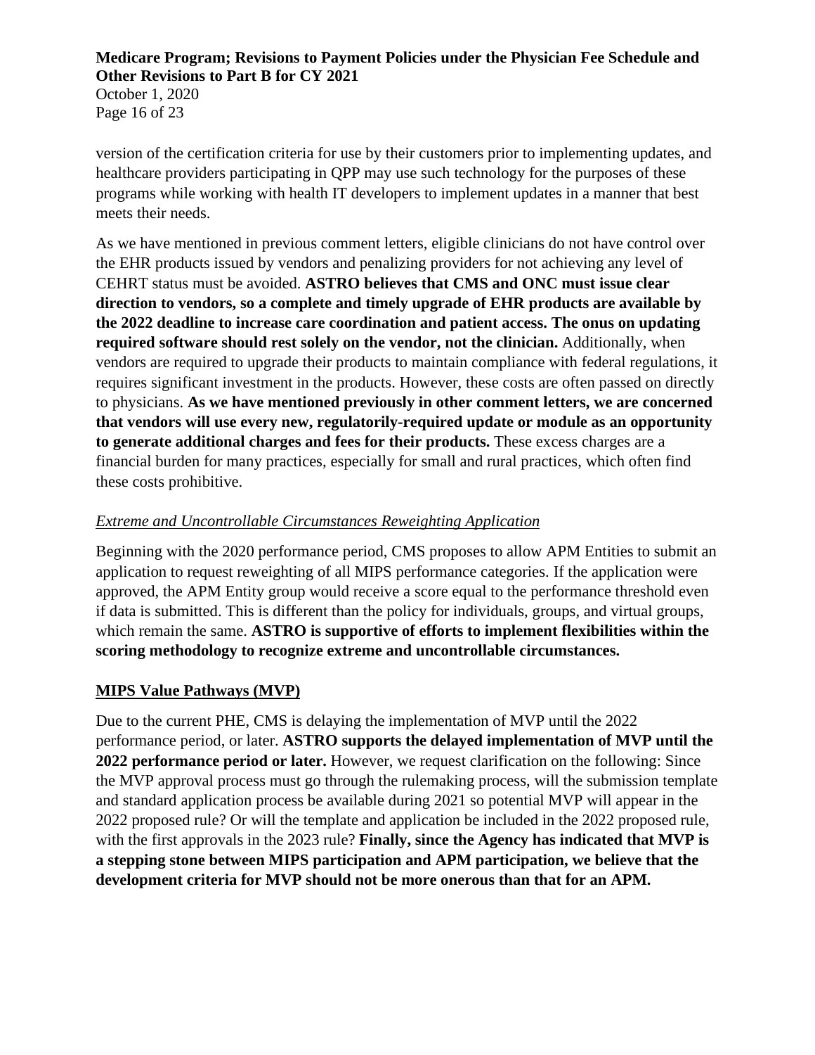version of the certification criteria for use by their customers prior to implementing updates, and healthcare providers participating in QPP may use such technology for the purposes of these programs while working with health IT developers to implement updates in a manner that best meets their needs.

As we have mentioned in previous comment letters, eligible clinicians do not have control over the EHR products issued by vendors and penalizing providers for not achieving any level of CEHRT status must be avoided. **ASTRO believes that CMS and ONC must issue clear direction to vendors, so a complete and timely upgrade of EHR products are available by the 2022 deadline to increase care coordination and patient access. The onus on updating required software should rest solely on the vendor, not the clinician.** Additionally, when vendors are required to upgrade their products to maintain compliance with federal regulations, it requires significant investment in the products. However, these costs are often passed on directly to physicians. **As we have mentioned previously in other comment letters, we are concerned that vendors will use every new, regulatorily-required update or module as an opportunity to generate additional charges and fees for their products.** These excess charges are a financial burden for many practices, especially for small and rural practices, which often find these costs prohibitive.

*Extreme and Uncontrollable Circumstances Reweighting Application*

Beginning with the 2020 performance period, CMS proposes to allow APM Entities to submit an application to request reweighting of all MIPS performance categories. If the application were approved, the APM Entity group would receive a score equal to the performance threshold even if data is submitted. This is different than the policy for individuals, groups, and virtual groups, which remain the same. **ASTRO is supportive of efforts to implement flexibilities within the scoring methodology to recognize extreme and uncontrollable circumstances.**

**MIPS Value Pathways (MVP)**

Due to the current PHE, CMS is delaying the implementation of MVP until the 2022 performance period, or later. **ASTRO supports the delayed implementation of MVP until the 2022 performance period or later.** However, we request clarification on the following: Since the MVP approval process must go through the rulemaking process, will the submission template and standard application process be available during 2021 so potential MVP will appear in the 2022 proposed rule? Or will the template and application be included in the 2022 proposed rule, with the first approvals in the 2023 rule? **Finally, since the Agency has indicated that MVP is a stepping stone between MIPS participation and APM participation, we believe that the development criteria for MVP should not be more onerous than that for an APM.**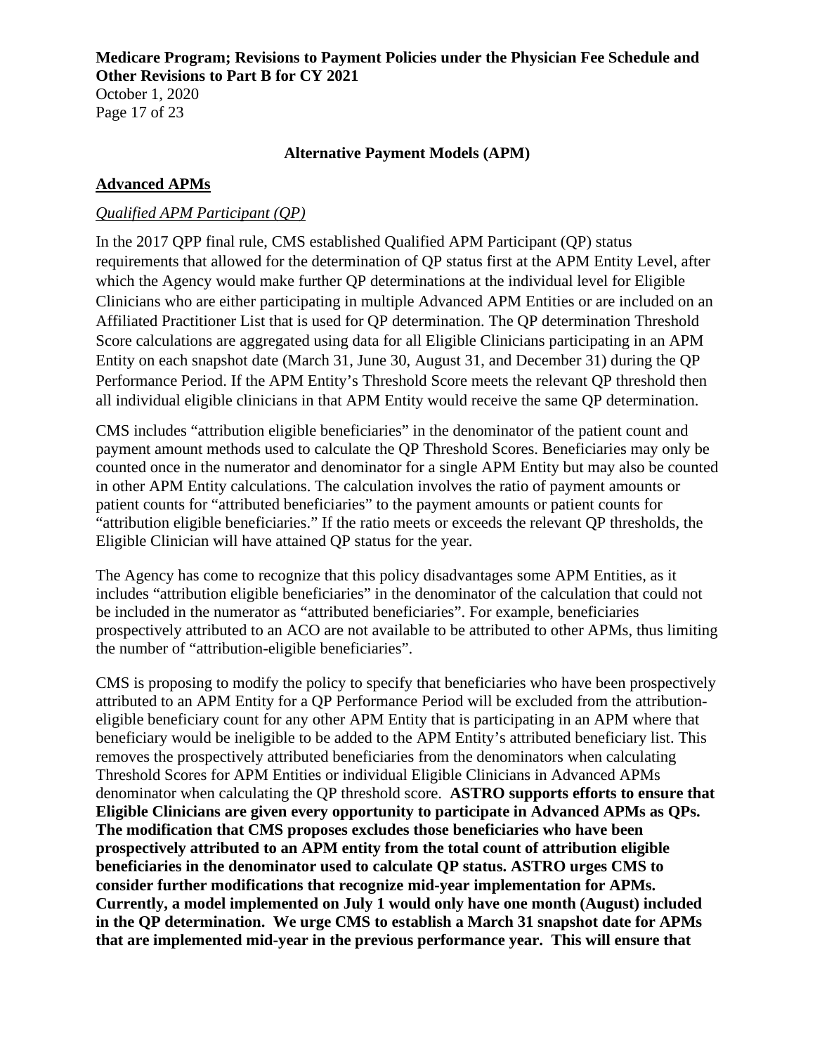## Alternative Payment Models (APM)

### Advanced APMs

*Qualified APM Participant (QP)*

In the 2017 QPP final rule, CMS established Qualified APM Participant (QP) status requirements that allowed for the determination of QP status first at the APM Entity Level, after which the Agency would make further QP determinations at the individual level for Eligible Clinicians who are either participating in multiple Advanced APM Entities or are included on an Affiliated Practitioner List that is used for QP determination. The QP determination Threshold Score calculations are aggregated using data for all Eligible Clinicians participating in an APM Entity on each snapshot date (March 31, June 30, August 31, and December 31) during the QP Performance Period. If the APM Entity's Threshold Score meets the relevant QP threshold then all individual eligible clinicians in that APM Entity would receive the same QP determination.

CMS includes "attribution eligible beneficiaries" in the denominator of the patient count and payment amount methods used to calculate the QP Threshold Scores. Beneficiaries may only be counted once in the numerator and denominator for a single APM Entity but may also be counted in other APM Entity calculations. The calculation involves the ratio of payment amounts or patient counts for "attributed beneficiaries" to the payment amounts or patient counts for "attribution eligible beneficiaries." If the ratio meets or exceeds the relevant QP thresholds, the Eligible Clinician will have attained QP status for the year.

The Agency has come to recognize that this policy disadvantages some APM Entities, as it includes "attribution eligible beneficiaries" in the denominator of the calculation that could not be included in the numerator as "attributed beneficiaries". For example, beneficiaries prospectively attributed to an ACO are not available to be attributed to other APMs, thus limiting the number of "attribution-eligible beneficiaries".

CMS is proposing to modify the policy to specify that beneficiaries who have been prospectively attributed to an APM Entity for a QP Performance Period will be excluded from the attribution-eligible beneficiary count for any other APM Entity that is participating in an APM where that beneficiary would be ineligible to be added to the APM Entity's attributed beneficiary list. This removes the prospectively attributed beneficiaries from the denominators when calculating Threshold Scores for APM Entities or individual Eligible Clinicians in Advanced APMs denominator when calculating the QP threshold score. **ASTRO supports efforts to ensure that Eligible Clinicians are given every opportunity to participate in Advanced APMs as QPs. The modification that CMS proposes excludes those beneficiaries who have been prospectively attributed to an APM entity from the total count of attribution eligible beneficiaries in the denominator used to calculate QP status. ASTRO urges CMS to consider further modifications that recognize mid-year implementation for APMs. Currently, a model implemented on July 1 would only have one month (August) included in the QP determination. We urge CMS to establish a March 31 snapshot date for APMs that are implemented mid-year in the previous performance year. This will ensure that**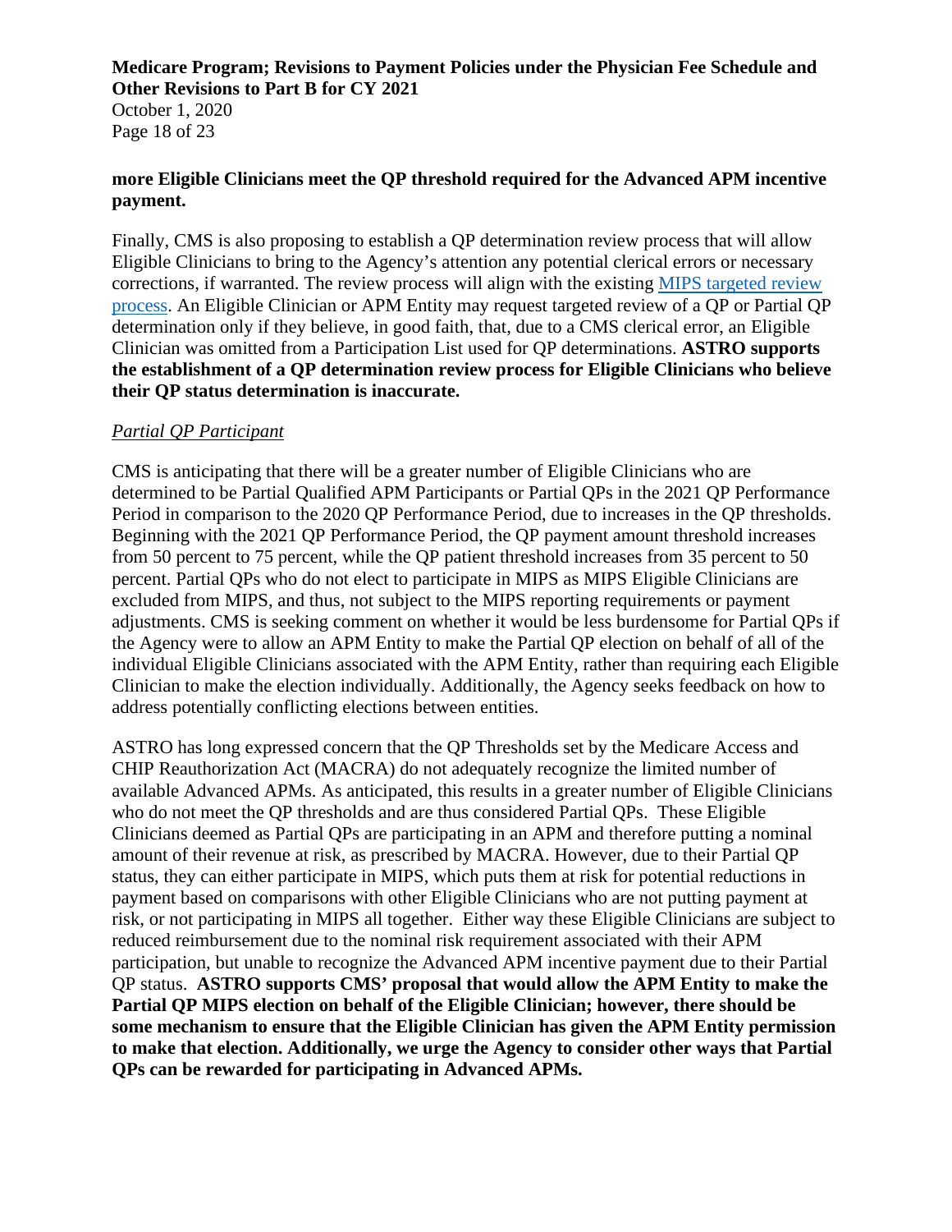**more Eligible Clinicians meet the QP threshold required for the Advanced APM incentive payment.**

Finally, CMS is also proposing to establish a QP determination review process that will allow Eligible Clinicians to bring to the Agency's attention any potential clerical errors or necessary corrections, if warranted. The review process will align with the existing [MIPS targeted review process](). An Eligible Clinician or APM Entity may request targeted review of a QP or Partial QP determination only if they believe, in good faith, that, due to a CMS clerical error, an Eligible Clinician was omitted from a Participation List used for QP determinations. **ASTRO supports the establishment of a QP determination review process for Eligible Clinicians who believe their QP status determination is inaccurate.**

*Partial QP Participant*

CMS is anticipating that there will be a greater number of Eligible Clinicians who are determined to be Partial Qualified APM Participants or Partial QPs in the 2021 QP Performance Period in comparison to the 2020 QP Performance Period, due to increases in the QP thresholds. Beginning with the 2021 QP Performance Period, the QP payment amount threshold increases from 50 percent to 75 percent, while the QP patient threshold increases from 35 percent to 50 percent. Partial QPs who do not elect to participate in MIPS as MIPS Eligible Clinicians are excluded from MIPS, and thus, not subject to the MIPS reporting requirements or payment adjustments. CMS is seeking comment on whether it would be less burdensome for Partial QPs if the Agency were to allow an APM Entity to make the Partial QP election on behalf of all of the individual Eligible Clinicians associated with the APM Entity, rather than requiring each Eligible Clinician to make the election individually. Additionally, the Agency seeks feedback on how to address potentially conflicting elections between entities.

ASTRO has long expressed concern that the QP Thresholds set by the Medicare Access and CHIP Reauthorization Act (MACRA) do not adequately recognize the limited number of available Advanced APMs. As anticipated, this results in a greater number of Eligible Clinicians who do not meet the QP thresholds and are thus considered Partial QPs. These Eligible Clinicians deemed as Partial QPs are participating in an APM and therefore putting a nominal amount of their revenue at risk, as prescribed by MACRA. However, due to their Partial QP status, they can either participate in MIPS, which puts them at risk for potential reductions in payment based on comparisons with other Eligible Clinicians who are not putting payment at risk, or not participating in MIPS all together. Either way these Eligible Clinicians are subject to reduced reimbursement due to the nominal risk requirement associated with their APM participation, but unable to recognize the Advanced APM incentive payment due to their Partial QP status. **ASTRO supports CMS' proposal that would allow the APM Entity to make the Partial QP MIPS election on behalf of the Eligible Clinician; however, there should be some mechanism to ensure that the Eligible Clinician has given the APM Entity permission to make that election. Additionally, we urge the Agency to consider other ways that Partial QPs can be rewarded for participating in Advanced APMs.**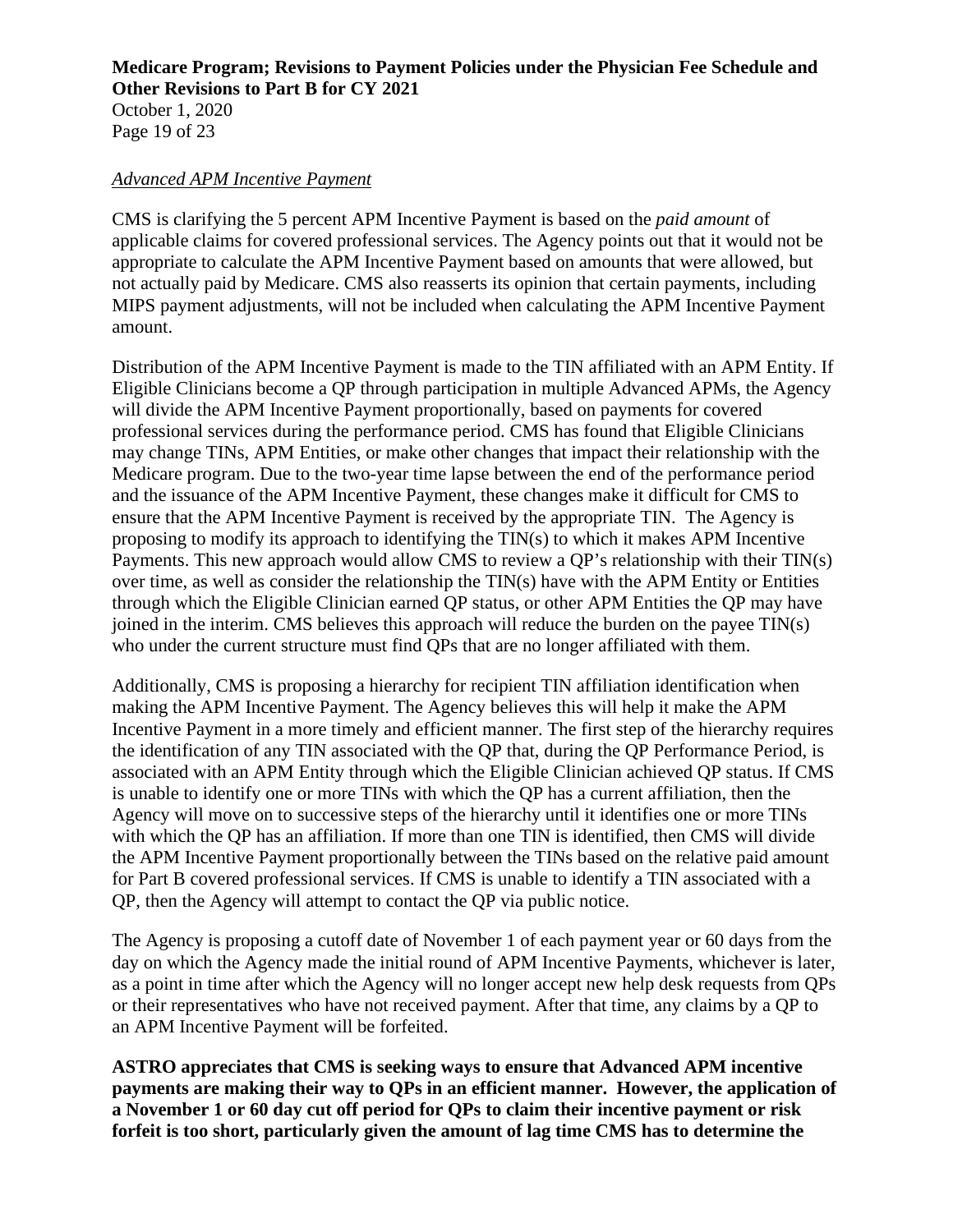*Advanced APM Incentive Payment*

CMS is clarifying the 5 percent APM Incentive Payment is based on the *paid amount* of applicable claims for covered professional services. The Agency points out that it would not be appropriate to calculate the APM Incentive Payment based on amounts that were allowed, but not actually paid by Medicare. CMS also reasserts its opinion that certain payments, including MIPS payment adjustments, will not be included when calculating the APM Incentive Payment amount.

Distribution of the APM Incentive Payment is made to the TIN affiliated with an APM Entity. If Eligible Clinicians become a QP through participation in multiple Advanced APMs, the Agency will divide the APM Incentive Payment proportionally, based on payments for covered professional services during the performance period. CMS has found that Eligible Clinicians may change TINs, APM Entities, or make other changes that impact their relationship with the Medicare program. Due to the two-year time lapse between the end of the performance period and the issuance of the APM Incentive Payment, these changes make it difficult for CMS to ensure that the APM Incentive Payment is received by the appropriate TIN. The Agency is proposing to modify its approach to identifying the TIN(s) to which it makes APM Incentive Payments. This new approach would allow CMS to review a QP's relationship with their TIN(s) over time, as well as consider the relationship the TIN(s) have with the APM Entity or Entities through which the Eligible Clinician earned QP status, or other APM Entities the QP may have joined in the interim. CMS believes this approach will reduce the burden on the payee TIN(s) who under the current structure must find QPs that are no longer affiliated with them.

Additionally, CMS is proposing a hierarchy for recipient TIN affiliation identification when making the APM Incentive Payment. The Agency believes this will help it make the APM Incentive Payment in a more timely and efficient manner. The first step of the hierarchy requires the identification of any TIN associated with the QP that, during the QP Performance Period, is associated with an APM Entity through which the Eligible Clinician achieved QP status. If CMS is unable to identify one or more TINs with which the QP has a current affiliation, then the Agency will move on to successive steps of the hierarchy until it identifies one or more TINs with which the QP has an affiliation. If more than one TIN is identified, then CMS will divide the APM Incentive Payment proportionally between the TINs based on the relative paid amount for Part B covered professional services. If CMS is unable to identify a TIN associated with a QP, then the Agency will attempt to contact the QP via public notice.

The Agency is proposing a cutoff date of November 1 of each payment year or 60 days from the day on which the Agency made the initial round of APM Incentive Payments, whichever is later, as a point in time after which the Agency will no longer accept new help desk requests from QPs or their representatives who have not received payment. After that time, any claims by a QP to an APM Incentive Payment will be forfeited.

**ASTRO appreciates that CMS is seeking ways to ensure that Advanced APM incentive payments are making their way to QPs in an efficient manner. However, the application of a November 1 or 60 day cut off period for QPs to claim their incentive payment or risk forfeit is too short, particularly given the amount of lag time CMS has to determine the**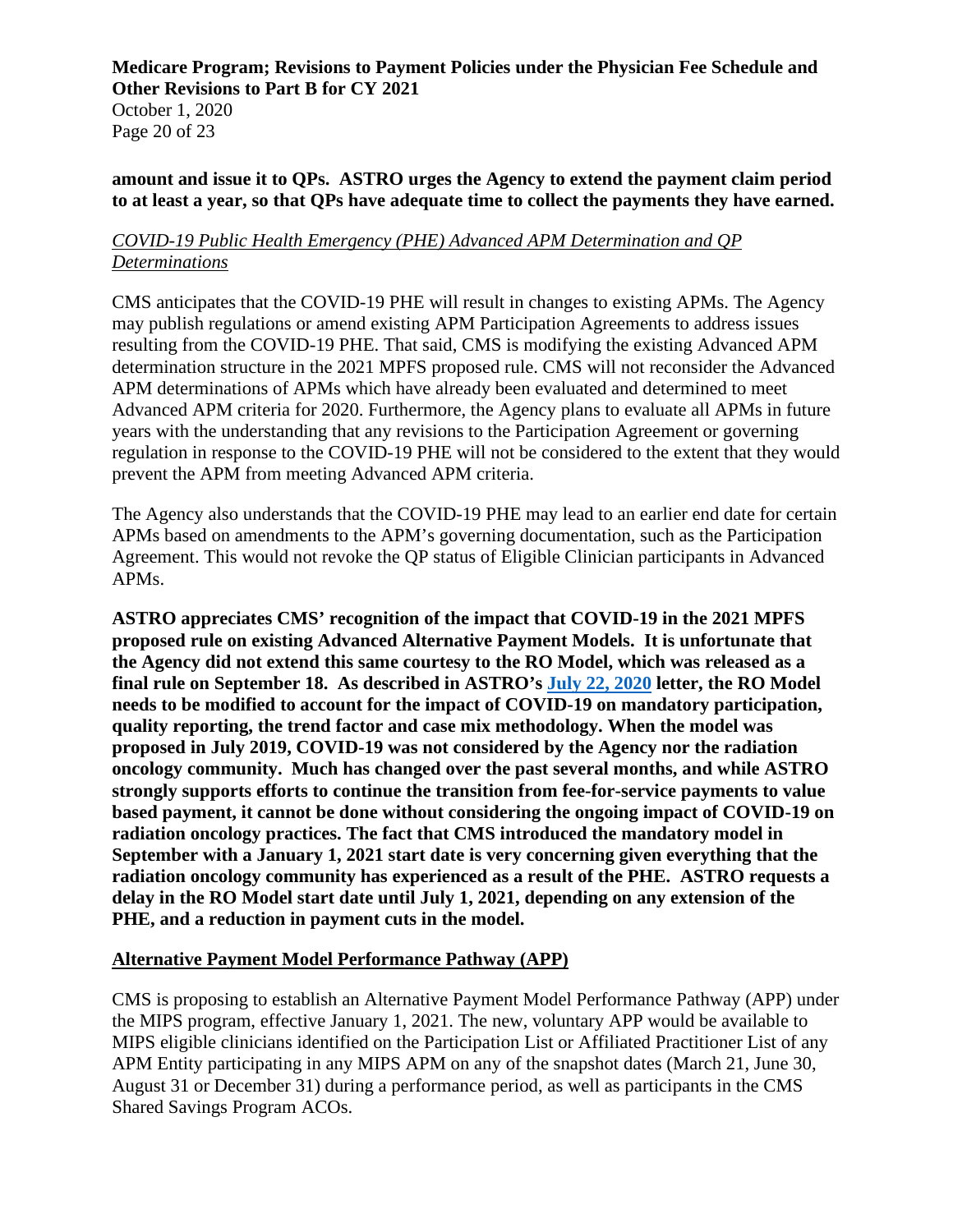**amount and issue it to QPs. ASTRO urges the Agency to extend the payment claim period to at least a year, so that QPs have adequate time to collect the payments they have earned.**

*COVID-19 Public Health Emergency (PHE) Advanced APM Determination and QP Determinations*

CMS anticipates that the COVID-19 PHE will result in changes to existing APMs. The Agency may publish regulations or amend existing APM Participation Agreements to address issues resulting from the COVID-19 PHE. That said, CMS is modifying the existing Advanced APM determination structure in the 2021 MPFS proposed rule. CMS will not reconsider the Advanced APM determinations of APMs which have already been evaluated and determined to meet Advanced APM criteria for 2020. Furthermore, the Agency plans to evaluate all APMs in future years with the understanding that any revisions to the Participation Agreement or governing regulation in response to the COVID-19 PHE will not be considered to the extent that they would prevent the APM from meeting Advanced APM criteria.

The Agency also understands that the COVID-19 PHE may lead to an earlier end date for certain APMs based on amendments to the APM's governing documentation, such as the Participation Agreement. This would not revoke the QP status of Eligible Clinician participants in Advanced APMs.

**ASTRO appreciates CMS' recognition of the impact that COVID-19 in the 2021 MPFS proposed rule on existing Advanced Alternative Payment Models. It is unfortunate that the Agency did not extend this same courtesy to the RO Model, which was released as a final rule on September 18. As described in ASTRO's July 22, 2020 letter, the RO Model needs to be modified to account for the impact of COVID-19 on mandatory participation, quality reporting, the trend factor and case mix methodology. When the model was proposed in July 2019, COVID-19 was not considered by the Agency nor the radiation oncology community. Much has changed over the past several months, and while ASTRO strongly supports efforts to continue the transition from fee-for-service payments to value based payment, it cannot be done without considering the ongoing impact of COVID-19 on radiation oncology practices. The fact that CMS introduced the mandatory model in September with a January 1, 2021 start date is very concerning given everything that the radiation oncology community has experienced as a result of the PHE. ASTRO requests a delay in the RO Model start date until July 1, 2021, depending on any extension of the PHE, and a reduction in payment cuts in the model.**

**Alternative Payment Model Performance Pathway (APP)**

CMS is proposing to establish an Alternative Payment Model Performance Pathway (APP) under the MIPS program, effective January 1, 2021. The new, voluntary APP would be available to MIPS eligible clinicians identified on the Participation List or Affiliated Practitioner List of any APM Entity participating in any MIPS APM on any of the snapshot dates (March 21, June 30, August 31 or December 31) during a performance period, as well as participants in the CMS Shared Savings Program ACOs.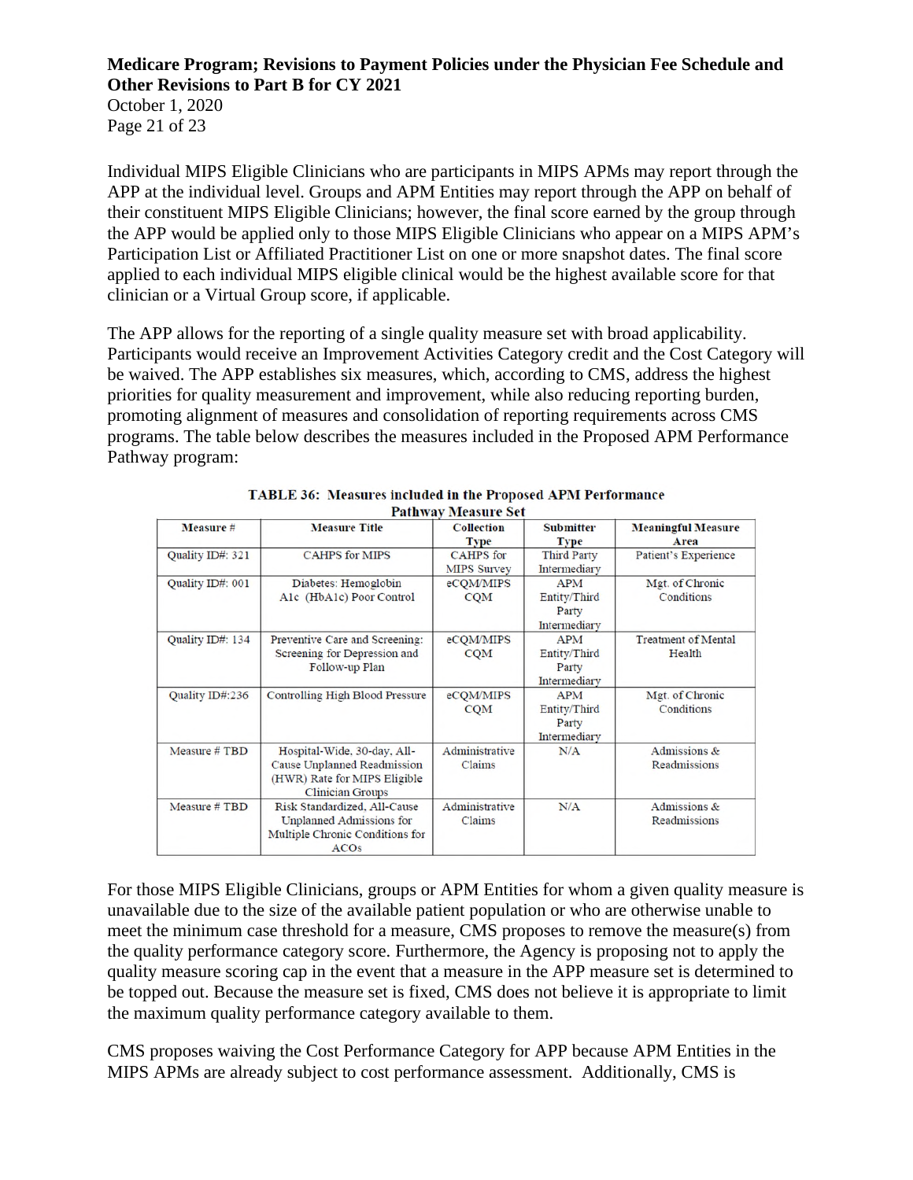Individual MIPS Eligible Clinicians who are participants in MIPS APMs may report through the APP at the individual level. Groups and APM Entities may report through the APP on behalf of their constituent MIPS Eligible Clinicians; however, the final score earned by the group through the APP would be applied only to those MIPS Eligible Clinicians who appear on a MIPS APM's Participation List or Affiliated Practitioner List on one or more snapshot dates. The final score applied to each individual MIPS eligible clinical would be the highest available score for that clinician or a Virtual Group score, if applicable.

The APP allows for the reporting of a single quality measure set with broad applicability. Participants would receive an Improvement Activities Category credit and the Cost Category will be waived. The APP establishes six measures, which, according to CMS, address the highest priorities for quality measurement and improvement, while also reducing reporting burden, promoting alignment of measures and consolidation of reporting requirements across CMS programs. The table below describes the measures included in the Proposed APM Performance Pathway program:

**TABLE 36: Measures included in the Proposed APM Performance Pathway Measure Set**

| Measure # | Measure Title | Collection Type | Submitter Type | Meaningful Measure Area |
|---|---|---|---|---|
| Quality ID#: 321 | CAHPS for MIPS | CAHPS for MIPS Survey | Third Party Intermediary | Patient's Experience |
| Quality ID#: 001 | Diabetes: Hemoglobin A1c (HbA1c) Poor Control | eCQM/MIPS CQM | APM Entity/Third Party Intermediary | Mgt. of Chronic Conditions |
| Quality ID#: 134 | Preventive Care and Screening: Screening for Depression and Follow-up Plan | eCQM/MIPS CQM | APM Entity/Third Party Intermediary | Treatment of Mental Health |
| Quality ID#:236 | Controlling High Blood Pressure | eCQM/MIPS CQM | APM Entity/Third Party Intermediary | Mgt. of Chronic Conditions |
| Measure # TBD | Hospital-Wide, 30-day, All-Cause Unplanned Readmission (HWR) Rate for MIPS Eligible Clinician Groups | Administrative Claims | N/A | Admissions & Readmissions |
| Measure # TBD | Risk Standardized, All-Cause Unplanned Admissions for Multiple Chronic Conditions for ACOs | Administrative Claims | N/A | Admissions & Readmissions |

For those MIPS Eligible Clinicians, groups or APM Entities for whom a given quality measure is unavailable due to the size of the available patient population or who are otherwise unable to meet the minimum case threshold for a measure, CMS proposes to remove the measure(s) from the quality performance category score. Furthermore, the Agency is proposing not to apply the quality measure scoring cap in the event that a measure in the APP measure set is determined to be topped out. Because the measure set is fixed, CMS does not believe it is appropriate to limit the maximum quality performance category available to them.

CMS proposes waiving the Cost Performance Category for APP because APM Entities in the MIPS APMs are already subject to cost performance assessment. Additionally, CMS is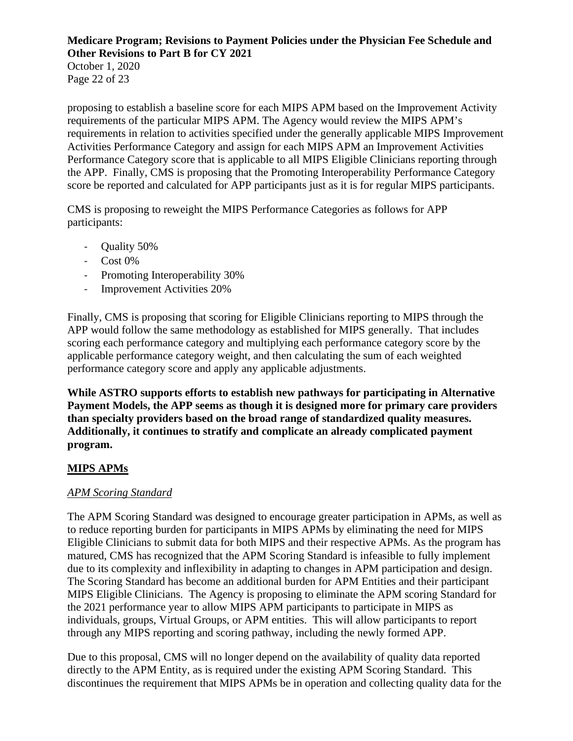proposing to establish a baseline score for each MIPS APM based on the Improvement Activity requirements of the particular MIPS APM. The Agency would review the MIPS APM's requirements in relation to activities specified under the generally applicable MIPS Improvement Activities Performance Category and assign for each MIPS APM an Improvement Activities Performance Category score that is applicable to all MIPS Eligible Clinicians reporting through the APP. Finally, CMS is proposing that the Promoting Interoperability Performance Category score be reported and calculated for APP participants just as it is for regular MIPS participants.

CMS is proposing to reweight the MIPS Performance Categories as follows for APP participants:

- Quality 50%
- Cost 0%
- Promoting Interoperability 30%
- Improvement Activities 20%

Finally, CMS is proposing that scoring for Eligible Clinicians reporting to MIPS through the APP would follow the same methodology as established for MIPS generally. That includes scoring each performance category and multiplying each performance category score by the applicable performance category weight, and then calculating the sum of each weighted performance category score and apply any applicable adjustments.

**While ASTRO supports efforts to establish new pathways for participating in Alternative Payment Models, the APP seems as though it is designed more for primary care providers than specialty providers based on the broad range of standardized quality measures. Additionally, it continues to stratify and complicate an already complicated payment program.**

## MIPS APMs

### *APM Scoring Standard*

The APM Scoring Standard was designed to encourage greater participation in APMs, as well as to reduce reporting burden for participants in MIPS APMs by eliminating the need for MIPS Eligible Clinicians to submit data for both MIPS and their respective APMs. As the program has matured, CMS has recognized that the APM Scoring Standard is infeasible to fully implement due to its complexity and inflexibility in adapting to changes in APM participation and design. The Scoring Standard has become an additional burden for APM Entities and their participant MIPS Eligible Clinicians. The Agency is proposing to eliminate the APM scoring Standard for the 2021 performance year to allow MIPS APM participants to participate in MIPS as individuals, groups, Virtual Groups, or APM entities. This will allow participants to report through any MIPS reporting and scoring pathway, including the newly formed APP.

Due to this proposal, CMS will no longer depend on the availability of quality data reported directly to the APM Entity, as is required under the existing APM Scoring Standard. This discontinues the requirement that MIPS APMs be in operation and collecting quality data for the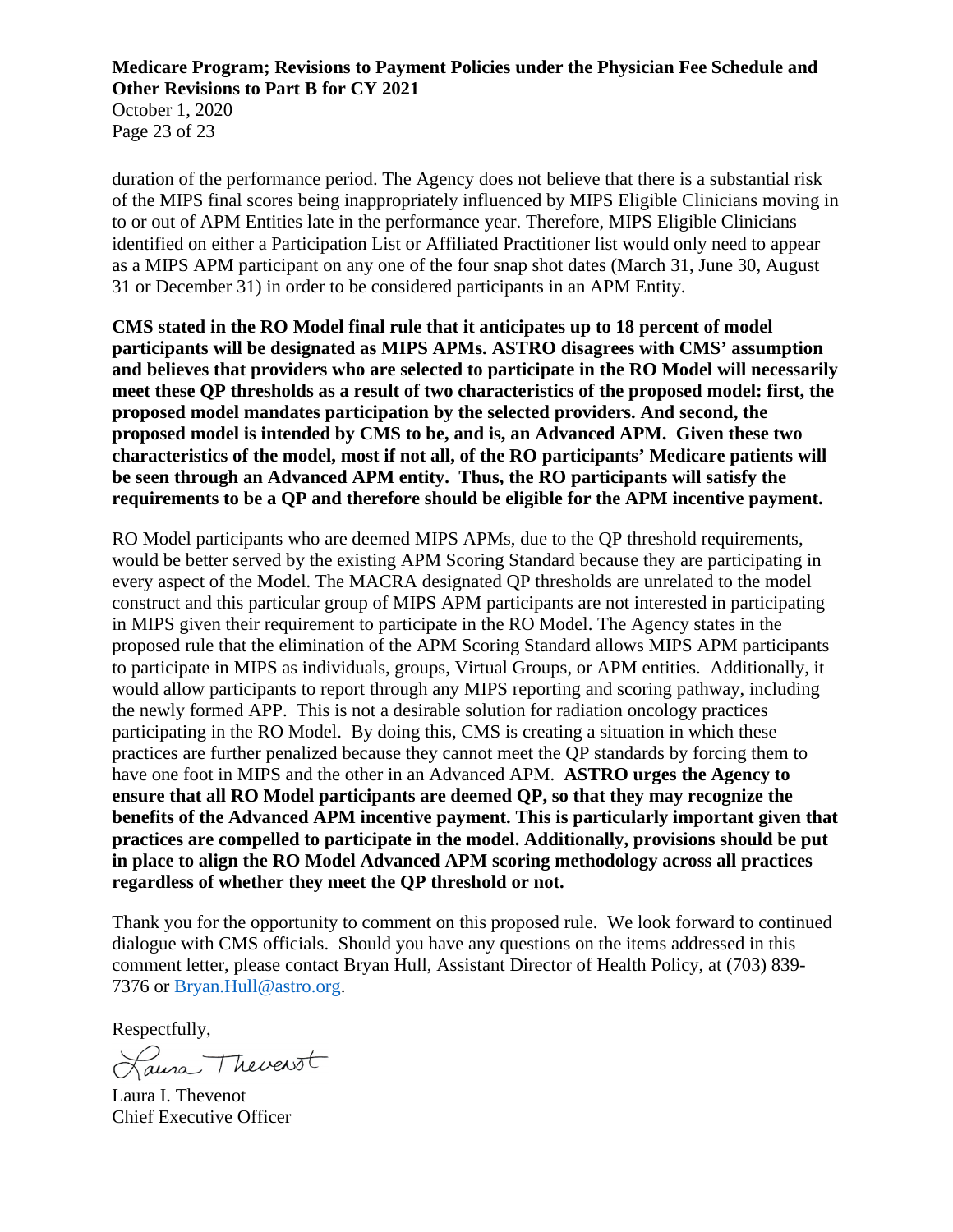duration of the performance period. The Agency does not believe that there is a substantial risk of the MIPS final scores being inappropriately influenced by MIPS Eligible Clinicians moving in to or out of APM Entities late in the performance year. Therefore, MIPS Eligible Clinicians identified on either a Participation List or Affiliated Practitioner list would only need to appear as a MIPS APM participant on any one of the four snap shot dates (March 31, June 30, August 31 or December 31) in order to be considered participants in an APM Entity.

**CMS stated in the RO Model final rule that it anticipates up to 18 percent of model participants will be designated as MIPS APMs. ASTRO disagrees with CMS' assumption and believes that providers who are selected to participate in the RO Model will necessarily meet these QP thresholds as a result of two characteristics of the proposed model: first, the proposed model mandates participation by the selected providers. And second, the proposed model is intended by CMS to be, and is, an Advanced APM. Given these two characteristics of the model, most if not all, of the RO participants' Medicare patients will be seen through an Advanced APM entity. Thus, the RO participants will satisfy the requirements to be a QP and therefore should be eligible for the APM incentive payment.**

RO Model participants who are deemed MIPS APMs, due to the QP threshold requirements, would be better served by the existing APM Scoring Standard because they are participating in every aspect of the Model. The MACRA designated QP thresholds are unrelated to the model construct and this particular group of MIPS APM participants are not interested in participating in MIPS given their requirement to participate in the RO Model. The Agency states in the proposed rule that the elimination of the APM Scoring Standard allows MIPS APM participants to participate in MIPS as individuals, groups, Virtual Groups, or APM entities. Additionally, it would allow participants to report through any MIPS reporting and scoring pathway, including the newly formed APP. This is not a desirable solution for radiation oncology practices participating in the RO Model. By doing this, CMS is creating a situation in which these practices are further penalized because they cannot meet the QP standards by forcing them to have one foot in MIPS and the other in an Advanced APM. **ASTRO urges the Agency to ensure that all RO Model participants are deemed QP, so that they may recognize the benefits of the Advanced APM incentive payment. This is particularly important given that practices are compelled to participate in the model. Additionally, provisions should be put in place to align the RO Model Advanced APM scoring methodology across all practices regardless of whether they meet the QP threshold or not.**

Thank you for the opportunity to comment on this proposed rule. We look forward to continued dialogue with CMS officials. Should you have any questions on the items addressed in this comment letter, please contact Bryan Hull, Assistant Director of Health Policy, at (703) 839-7376 or Bryan.Hull@astro.org.

Respectfully,

Laura I. Thevenot
Chief Executive Officer